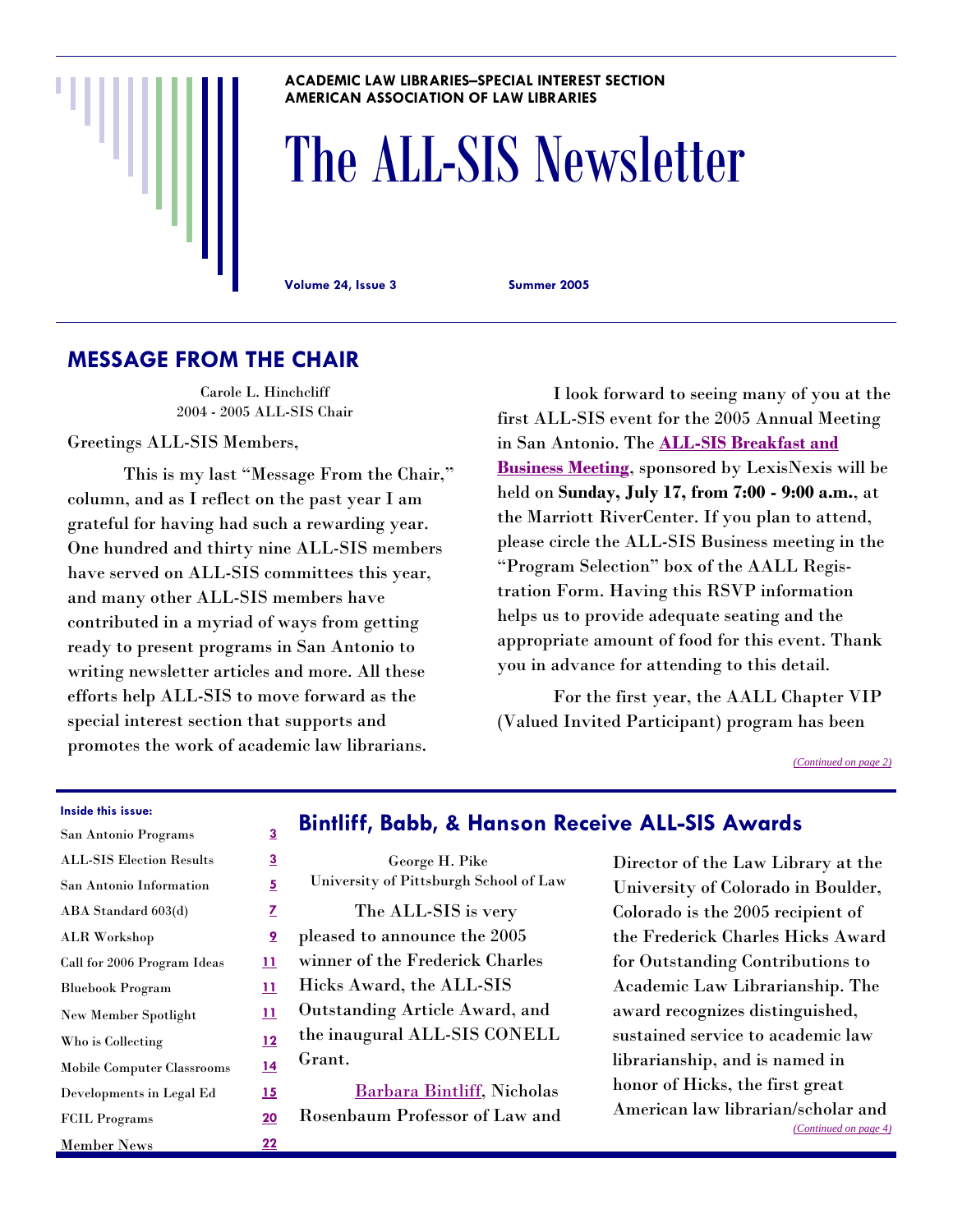ACADEMIC LAW LIBRARIES–SPECIAL INTEREST SECTION
AMERICAN ASSOCIATION OF LAW LIBRARIES

# The ALL-SIS Newsletter

**Volume 24, Issue 3** **Summer 2005**

## MESSAGE FROM THE CHAIR

Carole L. Hinchcliff
2004 - 2005 ALL-SIS Chair

Greetings ALL-SIS Members,

This is my last "Message From the Chair," column, and as I reflect on the past year I am grateful for having had such a rewarding year. One hundred and thirty nine ALL-SIS members have served on ALL-SIS committees this year, and many other ALL-SIS members have contributed in a myriad of ways from getting ready to present programs in San Antonio to writing newsletter articles and more. All these efforts help ALL-SIS to move forward as the special interest section that supports and promotes the work of academic law librarians.

I look forward to seeing many of you at the first ALL-SIS event for the 2005 Annual Meeting in San Antonio. The **ALL-SIS Breakfast and Business Meeting**, sponsored by LexisNexis will be held on **Sunday, July 17, from 7:00 - 9:00 a.m.**, at the Marriott RiverCenter. If you plan to attend, please circle the ALL-SIS Business meeting in the "Program Selection" box of the AALL Registration Form. Having this RSVP information helps us to provide adequate seating and the appropriate amount of food for this event. Thank you in advance for attending to this detail.

For the first year, the AALL Chapter VIP (Valued Invited Participant) program has been

*(Continued on page 2)*

**Inside this issue:**

| | |
|---|---|
| San Antonio Programs | 3 |
| ALL-SIS Election Results | 3 |
| San Antonio Information | 5 |
| ABA Standard 603(d) | 7 |
| ALR Workshop | 9 |
| Call for 2006 Program Ideas | 11 |
| Bluebook Program | 11 |
| New Member Spotlight | 11 |
| Who is Collecting | 12 |
| Mobile Computer Classrooms | 14 |
| Developments in Legal Ed | 15 |
| FCIL Programs | 20 |
| Member News | 22 |

## Bintliff, Babb, & Hanson Receive ALL-SIS Awards

George H. Pike
University of Pittsburgh School of Law

The ALL-SIS is very pleased to announce the 2005 winner of the Frederick Charles Hicks Award, the ALL-SIS Outstanding Article Award, and the inaugural ALL-SIS CONELL Grant.

Barbara Bintliff, Nicholas Rosenbaum Professor of Law and Director of the Law Library at the University of Colorado in Boulder, Colorado is the 2005 recipient of the Frederick Charles Hicks Award for Outstanding Contributions to Academic Law Librarianship. The award recognizes distinguished, sustained service to academic law librarianship, and is named in honor of Hicks, the first great American law librarian/scholar and

*(Continued on page 4)*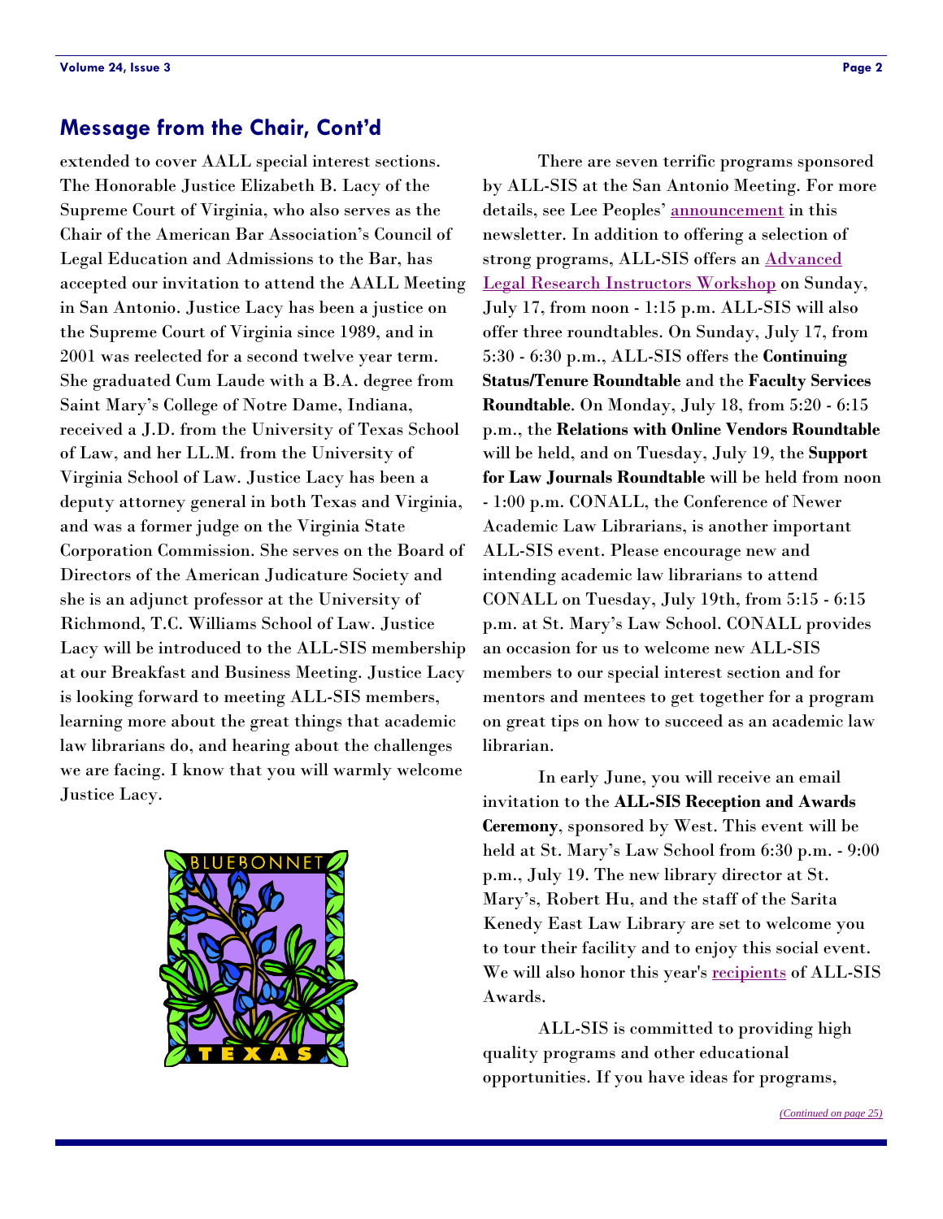## Message from the Chair, Cont'd

extended to cover AALL special interest sections. The Honorable Justice Elizabeth B. Lacy of the Supreme Court of Virginia, who also serves as the Chair of the American Bar Association's Council of Legal Education and Admissions to the Bar, has accepted our invitation to attend the AALL Meeting in San Antonio. Justice Lacy has been a justice on the Supreme Court of Virginia since 1989, and in 2001 was reelected for a second twelve year term. She graduated Cum Laude with a B.A. degree from Saint Mary's College of Notre Dame, Indiana, received a J.D. from the University of Texas School of Law, and her LL.M. from the University of Virginia School of Law. Justice Lacy has been a deputy attorney general in both Texas and Virginia, and was a former judge on the Virginia State Corporation Commission. She serves on the Board of Directors of the American Judicature Society and she is an adjunct professor at the University of Richmond, T.C. Williams School of Law. Justice Lacy will be introduced to the ALL-SIS membership at our Breakfast and Business Meeting. Justice Lacy is looking forward to meeting ALL-SIS members, learning more about the great things that academic law librarians do, and hearing about the challenges we are facing. I know that you will warmly welcome Justice Lacy.

There are seven terrific programs sponsored by ALL-SIS at the San Antonio Meeting. For more details, see Lee Peoples' announcement in this newsletter. In addition to offering a selection of strong programs, ALL-SIS offers an Advanced Legal Research Instructors Workshop on Sunday, July 17, from noon - 1:15 p.m. ALL-SIS will also offer three roundtables. On Sunday, July 17, from 5:30 - 6:30 p.m., ALL-SIS offers the **Continuing Status/Tenure Roundtable** and the **Faculty Services Roundtable**. On Monday, July 18, from 5:20 - 6:15 p.m., the **Relations with Online Vendors Roundtable** will be held, and on Tuesday, July 19, the **Support for Law Journals Roundtable** will be held from noon - 1:00 p.m. CONALL, the Conference of Newer Academic Law Librarians, is another important ALL-SIS event. Please encourage new and intending academic law librarians to attend CONALL on Tuesday, July 19th, from 5:15 - 6:15 p.m. at St. Mary's Law School. CONALL provides an occasion for us to welcome new ALL-SIS members to our special interest section and for mentors and mentees to get together for a program on great tips on how to succeed as an academic law librarian.

In early June, you will receive an email invitation to the **ALL-SIS Reception and Awards Ceremony**, sponsored by West. This event will be held at St. Mary's Law School from 6:30 p.m. - 9:00 p.m., July 19. The new library director at St. Mary's, Robert Hu, and the staff of the Sarita Kenedy East Law Library are set to welcome you to tour their facility and to enjoy this social event. We will also honor this year's recipients of ALL-SIS Awards.

ALL-SIS is committed to providing high quality programs and other educational opportunities. If you have ideas for programs,

*(Continued on page 25)*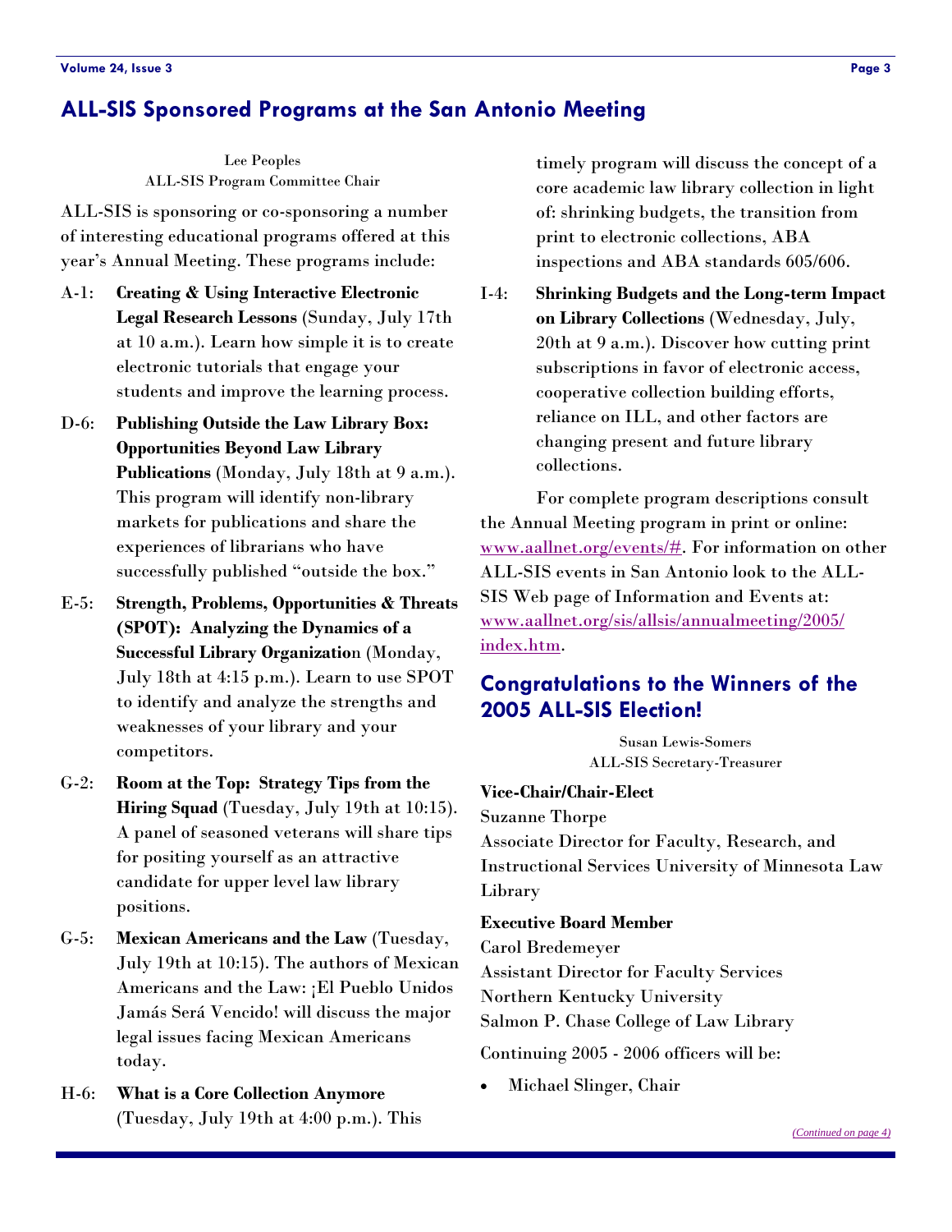## ALL-SIS Sponsored Programs at the San Antonio Meeting

Lee Peoples
ALL-SIS Program Committee Chair

ALL-SIS is sponsoring or co-sponsoring a number of interesting educational programs offered at this year's Annual Meeting. These programs include:

A-1: **Creating & Using Interactive Electronic Legal Research Lessons** (Sunday, July 17th at 10 a.m.). Learn how simple it is to create electronic tutorials that engage your students and improve the learning process.

D-6: **Publishing Outside the Law Library Box: Opportunities Beyond Law Library Publications** (Monday, July 18th at 9 a.m.). This program will identify non-library markets for publications and share the experiences of librarians who have successfully published "outside the box."

E-5: **Strength, Problems, Opportunities & Threats (SPOT): Analyzing the Dynamics of a Successful Library Organizatio**n (Monday, July 18th at 4:15 p.m.). Learn to use SPOT to identify and analyze the strengths and weaknesses of your library and your competitors.

G-2: **Room at the Top: Strategy Tips from the Hiring Squad** (Tuesday, July 19th at 10:15). A panel of seasoned veterans will share tips for positing yourself as an attractive candidate for upper level law library positions.

G-5: **Mexican Americans and the Law** (Tuesday, July 19th at 10:15). The authors of Mexican Americans and the Law: ¡El Pueblo Unidos Jamás Será Vencido! will discuss the major legal issues facing Mexican Americans today.

H-6: **What is a Core Collection Anymore** (Tuesday, July 19th at 4:00 p.m.). This timely program will discuss the concept of a core academic law library collection in light of: shrinking budgets, the transition from print to electronic collections, ABA inspections and ABA standards 605/606.

I-4: **Shrinking Budgets and the Long-term Impact on Library Collections** (Wednesday, July, 20th at 9 a.m.). Discover how cutting print subscriptions in favor of electronic access, cooperative collection building efforts, reliance on ILL, and other factors are changing present and future library collections.

For complete program descriptions consult the Annual Meeting program in print or online: www.aallnet.org/events/#. For information on other ALL-SIS events in San Antonio look to the ALL-SIS Web page of Information and Events at: www.aallnet.org/sis/allsis/annualmeeting/2005/index.htm.

## Congratulations to the Winners of the 2005 ALL-SIS Election!

Susan Lewis-Somers
ALL-SIS Secretary-Treasurer

**Vice-Chair/Chair-Elect**
Suzanne Thorpe
Associate Director for Faculty, Research, and Instructional Services University of Minnesota Law Library

**Executive Board Member**
Carol Bredemeyer
Assistant Director for Faculty Services
Northern Kentucky University
Salmon P. Chase College of Law Library

Continuing 2005 - 2006 officers will be:

- Michael Slinger, Chair

*(Continued on page 4)*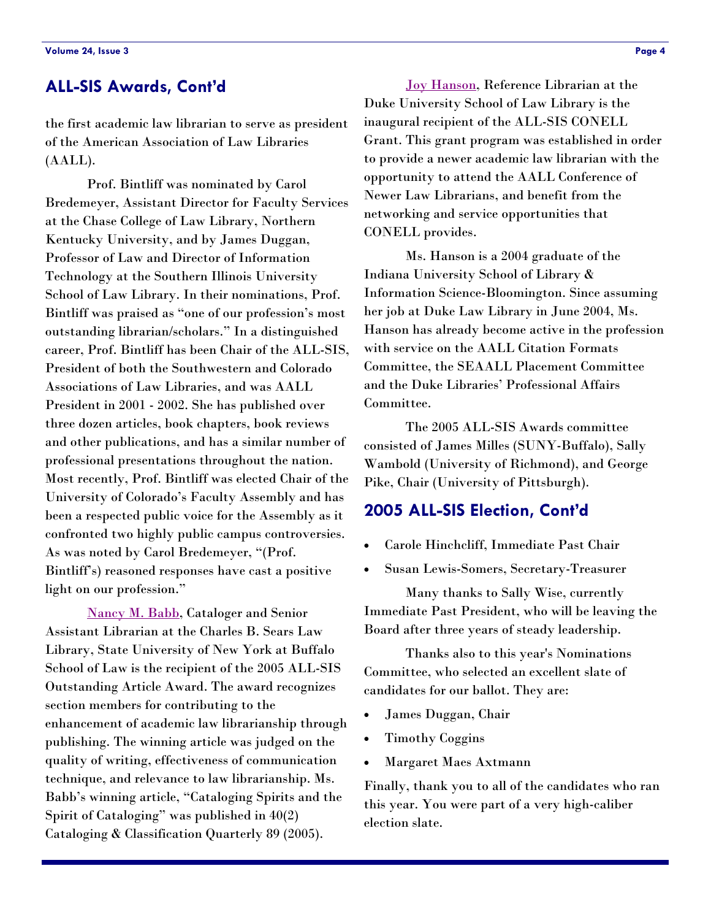## ALL-SIS Awards, Cont'd

the first academic law librarian to serve as president of the American Association of Law Libraries (AALL).

Prof. Bintliff was nominated by Carol Bredemeyer, Assistant Director for Faculty Services at the Chase College of Law Library, Northern Kentucky University, and by James Duggan, Professor of Law and Director of Information Technology at the Southern Illinois University School of Law Library. In their nominations, Prof. Bintliff was praised as "one of our profession's most outstanding librarian/scholars." In a distinguished career, Prof. Bintliff has been Chair of the ALL-SIS, President of both the Southwestern and Colorado Associations of Law Libraries, and was AALL President in 2001 - 2002. She has published over three dozen articles, book chapters, book reviews and other publications, and has a similar number of professional presentations throughout the nation. Most recently, Prof. Bintliff was elected Chair of the University of Colorado's Faculty Assembly and has been a respected public voice for the Assembly as it confronted two highly public campus controversies. As was noted by Carol Bredemeyer, "(Prof. Bintliff's) reasoned responses have cast a positive light on our profession."

Nancy M. Babb, Cataloger and Senior Assistant Librarian at the Charles B. Sears Law Library, State University of New York at Buffalo School of Law is the recipient of the 2005 ALL-SIS Outstanding Article Award. The award recognizes section members for contributing to the enhancement of academic law librarianship through publishing. The winning article was judged on the quality of writing, effectiveness of communication technique, and relevance to law librarianship. Ms. Babb's winning article, "Cataloging Spirits and the Spirit of Cataloging" was published in 40(2) Cataloging & Classification Quarterly 89 (2005).

Joy Hanson, Reference Librarian at the Duke University School of Law Library is the inaugural recipient of the ALL-SIS CONELL Grant. This grant program was established in order to provide a newer academic law librarian with the opportunity to attend the AALL Conference of Newer Law Librarians, and benefit from the networking and service opportunities that CONELL provides.

Ms. Hanson is a 2004 graduate of the Indiana University School of Library & Information Science-Bloomington. Since assuming her job at Duke Law Library in June 2004, Ms. Hanson has already become active in the profession with service on the AALL Citation Formats Committee, the SEAALL Placement Committee and the Duke Libraries' Professional Affairs Committee.

The 2005 ALL-SIS Awards committee consisted of James Milles (SUNY-Buffalo), Sally Wambold (University of Richmond), and George Pike, Chair (University of Pittsburgh).

## 2005 ALL-SIS Election, Cont'd

- Carole Hinchcliff, Immediate Past Chair
- Susan Lewis-Somers, Secretary-Treasurer

Many thanks to Sally Wise, currently Immediate Past President, who will be leaving the Board after three years of steady leadership.

Thanks also to this year's Nominations Committee, who selected an excellent slate of candidates for our ballot. They are:

- James Duggan, Chair
- Timothy Coggins
- Margaret Maes Axtmann

Finally, thank you to all of the candidates who ran this year. You were part of a very high-caliber election slate.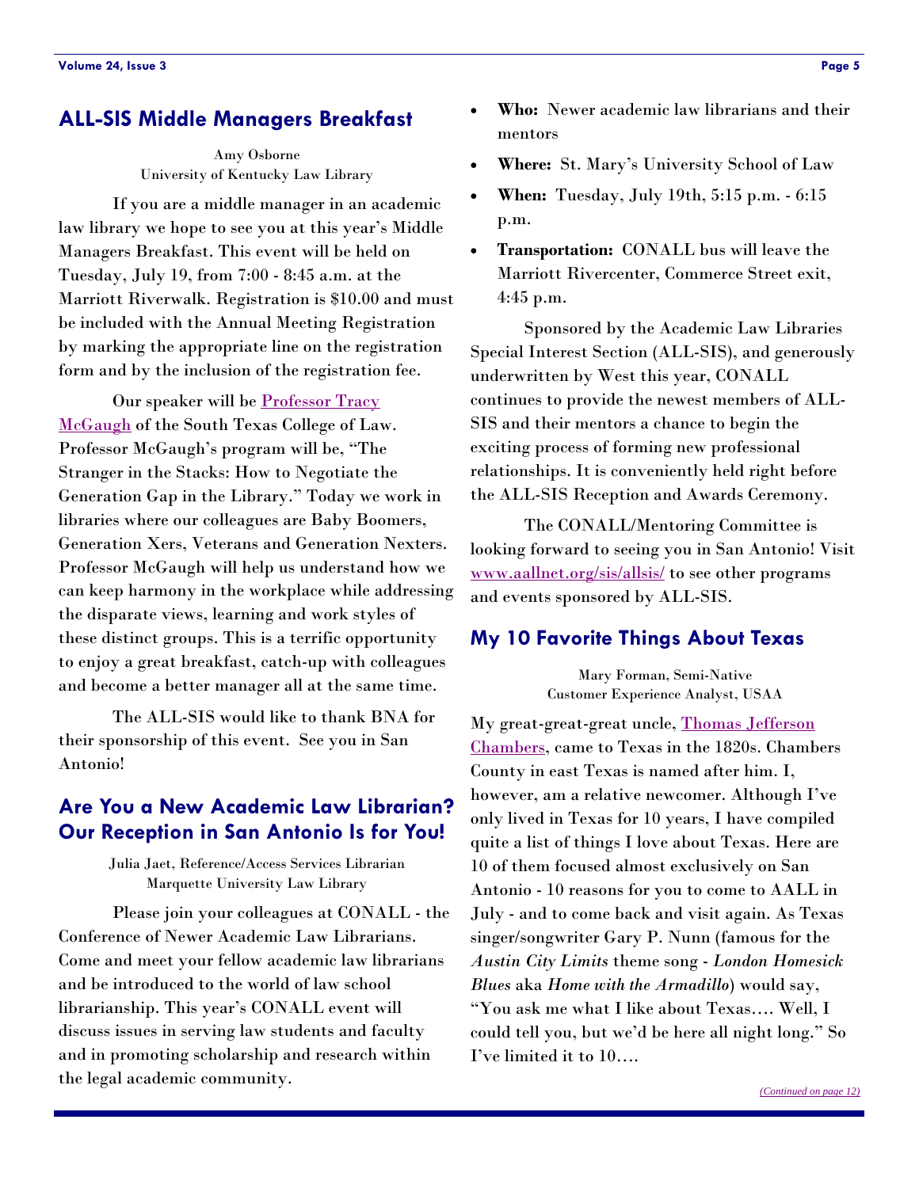## ALL-SIS Middle Managers Breakfast

Amy Osborne
University of Kentucky Law Library

If you are a middle manager in an academic law library we hope to see you at this year's Middle Managers Breakfast. This event will be held on Tuesday, July 19, from 7:00 - 8:45 a.m. at the Marriott Riverwalk. Registration is $10.00 and must be included with the Annual Meeting Registration by marking the appropriate line on the registration form and by the inclusion of the registration fee.

Our speaker will be Professor Tracy McGaugh of the South Texas College of Law. Professor McGaugh's program will be, "The Stranger in the Stacks: How to Negotiate the Generation Gap in the Library." Today we work in libraries where our colleagues are Baby Boomers, Generation Xers, Veterans and Generation Nexters. Professor McGaugh will help us understand how we can keep harmony in the workplace while addressing the disparate views, learning and work styles of these distinct groups. This is a terrific opportunity to enjoy a great breakfast, catch-up with colleagues and become a better manager all at the same time.

The ALL-SIS would like to thank BNA for their sponsorship of this event. See you in San Antonio!

## Are You a New Academic Law Librarian? Our Reception in San Antonio Is for You!

Julia Jaet, Reference/Access Services Librarian
Marquette University Law Library

Please join your colleagues at CONALL - the Conference of Newer Academic Law Librarians. Come and meet your fellow academic law librarians and be introduced to the world of law school librarianship. This year's CONALL event will discuss issues in serving law students and faculty and in promoting scholarship and research within the legal academic community.

- **Who:** Newer academic law librarians and their mentors
- **Where:** St. Mary's University School of Law
- **When:** Tuesday, July 19th, 5:15 p.m. - 6:15 p.m.
- **Transportation:** CONALL bus will leave the Marriott Rivercenter, Commerce Street exit, 4:45 p.m.

Sponsored by the Academic Law Libraries Special Interest Section (ALL-SIS), and generously underwritten by West this year, CONALL continues to provide the newest members of ALL-SIS and their mentors a chance to begin the exciting process of forming new professional relationships. It is conveniently held right before the ALL-SIS Reception and Awards Ceremony.

The CONALL/Mentoring Committee is looking forward to seeing you in San Antonio! Visit www.aallnet.org/sis/allsis/ to see other programs and events sponsored by ALL-SIS.

## My 10 Favorite Things About Texas

Mary Forman, Semi-Native
Customer Experience Analyst, USAA

My great-great-great uncle, Thomas Jefferson Chambers, came to Texas in the 1820s. Chambers County in east Texas is named after him. I, however, am a relative newcomer. Although I've only lived in Texas for 10 years, I have compiled quite a list of things I love about Texas. Here are 10 of them focused almost exclusively on San Antonio - 10 reasons for you to come to AALL in July - and to come back and visit again. As Texas singer/songwriter Gary P. Nunn (famous for the *Austin City Limits* theme song - *London Homesick Blues* aka *Home with the Armadillo*) would say, "You ask me what I like about Texas…. Well, I could tell you, but we'd be here all night long." So I've limited it to 10….

*(Continued on page 12)*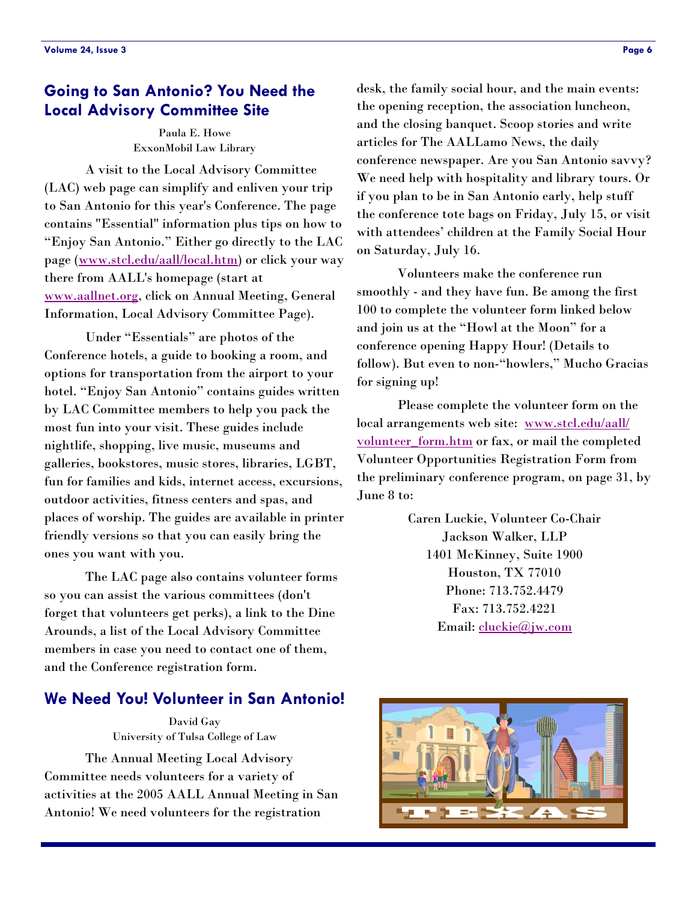## Going to San Antonio? You Need the Local Advisory Committee Site

Paula E. Howe
ExxonMobil Law Library

A visit to the Local Advisory Committee (LAC) web page can simplify and enliven your trip to San Antonio for this year's Conference. The page contains "Essential" information plus tips on how to "Enjoy San Antonio." Either go directly to the LAC page (www.stcl.edu/aall/local.htm) or click your way there from AALL's homepage (start at www.aallnet.org, click on Annual Meeting, General Information, Local Advisory Committee Page).

Under "Essentials" are photos of the Conference hotels, a guide to booking a room, and options for transportation from the airport to your hotel. "Enjoy San Antonio" contains guides written by LAC Committee members to help you pack the most fun into your visit. These guides include nightlife, shopping, live music, museums and galleries, bookstores, music stores, libraries, LGBT, fun for families and kids, internet access, excursions, outdoor activities, fitness centers and spas, and places of worship. The guides are available in printer friendly versions so that you can easily bring the ones you want with you.

The LAC page also contains volunteer forms so you can assist the various committees (don't forget that volunteers get perks), a link to the Dine Arounds, a list of the Local Advisory Committee members in case you need to contact one of them, and the Conference registration form.

## We Need You! Volunteer in San Antonio!

David Gay
University of Tulsa College of Law

The Annual Meeting Local Advisory Committee needs volunteers for a variety of activities at the 2005 AALL Annual Meeting in San Antonio! We need volunteers for the registration desk, the family social hour, and the main events: the opening reception, the association luncheon, and the closing banquet. Scoop stories and write articles for The AALLamo News, the daily conference newspaper. Are you San Antonio savvy? We need help with hospitality and library tours. Or if you plan to be in San Antonio early, help stuff the conference tote bags on Friday, July 15, or visit with attendees' children at the Family Social Hour on Saturday, July 16.

Volunteers make the conference run smoothly - and they have fun. Be among the first 100 to complete the volunteer form linked below and join us at the "Howl at the Moon" for a conference opening Happy Hour! (Details to follow). But even to non-"howlers," Mucho Gracias for signing up!

Please complete the volunteer form on the local arrangements web site: www.stcl.edu/aall/volunteer_form.htm or fax, or mail the completed Volunteer Opportunities Registration Form from the preliminary conference program, on page 31, by June 8 to:

Caren Luckie, Volunteer Co-Chair
Jackson Walker, LLP
1401 McKinney, Suite 1900
Houston, TX 77010
Phone: 713.752.4479
Fax: 713.752.4221
Email: cluckie@jw.com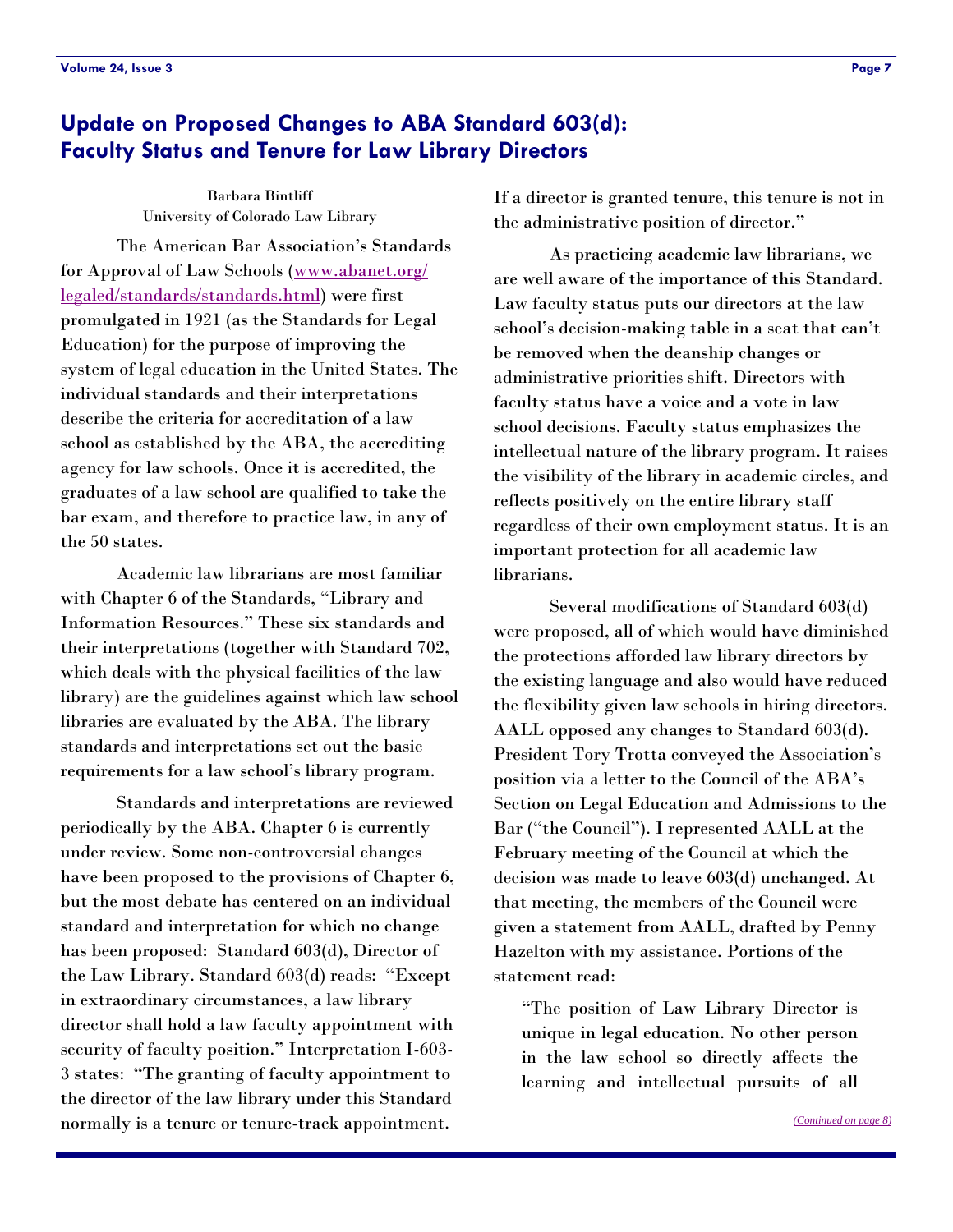## Update on Proposed Changes to ABA Standard 603(d): Faculty Status and Tenure for Law Library Directors

Barbara Bintliff
University of Colorado Law Library

The American Bar Association's Standards for Approval of Law Schools (www.abanet.org/legaled/standards/standards.html) were first promulgated in 1921 (as the Standards for Legal Education) for the purpose of improving the system of legal education in the United States. The individual standards and their interpretations describe the criteria for accreditation of a law school as established by the ABA, the accrediting agency for law schools. Once it is accredited, the graduates of a law school are qualified to take the bar exam, and therefore to practice law, in any of the 50 states.

Academic law librarians are most familiar with Chapter 6 of the Standards, "Library and Information Resources." These six standards and their interpretations (together with Standard 702, which deals with the physical facilities of the law library) are the guidelines against which law school libraries are evaluated by the ABA. The library standards and interpretations set out the basic requirements for a law school's library program.

Standards and interpretations are reviewed periodically by the ABA. Chapter 6 is currently under review. Some non-controversial changes have been proposed to the provisions of Chapter 6, but the most debate has centered on an individual standard and interpretation for which no change has been proposed: Standard 603(d), Director of the Law Library. Standard 603(d) reads: "Except in extraordinary circumstances, a law library director shall hold a law faculty appointment with security of faculty position." Interpretation I-603-3 states: "The granting of faculty appointment to the director of the law library under this Standard normally is a tenure or tenure-track appointment. If a director is granted tenure, this tenure is not in the administrative position of director."

As practicing academic law librarians, we are well aware of the importance of this Standard. Law faculty status puts our directors at the law school's decision-making table in a seat that can't be removed when the deanship changes or administrative priorities shift. Directors with faculty status have a voice and a vote in law school decisions. Faculty status emphasizes the intellectual nature of the library program. It raises the visibility of the library in academic circles, and reflects positively on the entire library staff regardless of their own employment status. It is an important protection for all academic law librarians.

Several modifications of Standard 603(d) were proposed, all of which would have diminished the protections afforded law library directors by the existing language and also would have reduced the flexibility given law schools in hiring directors. AALL opposed any changes to Standard 603(d). President Tory Trotta conveyed the Association's position via a letter to the Council of the ABA's Section on Legal Education and Admissions to the Bar ("the Council"). I represented AALL at the February meeting of the Council at which the decision was made to leave 603(d) unchanged. At that meeting, the members of the Council were given a statement from AALL, drafted by Penny Hazelton with my assistance. Portions of the statement read:

> "The position of Law Library Director is unique in legal education. No other person in the law school so directly affects the learning and intellectual pursuits of all

*(Continued on page 8)*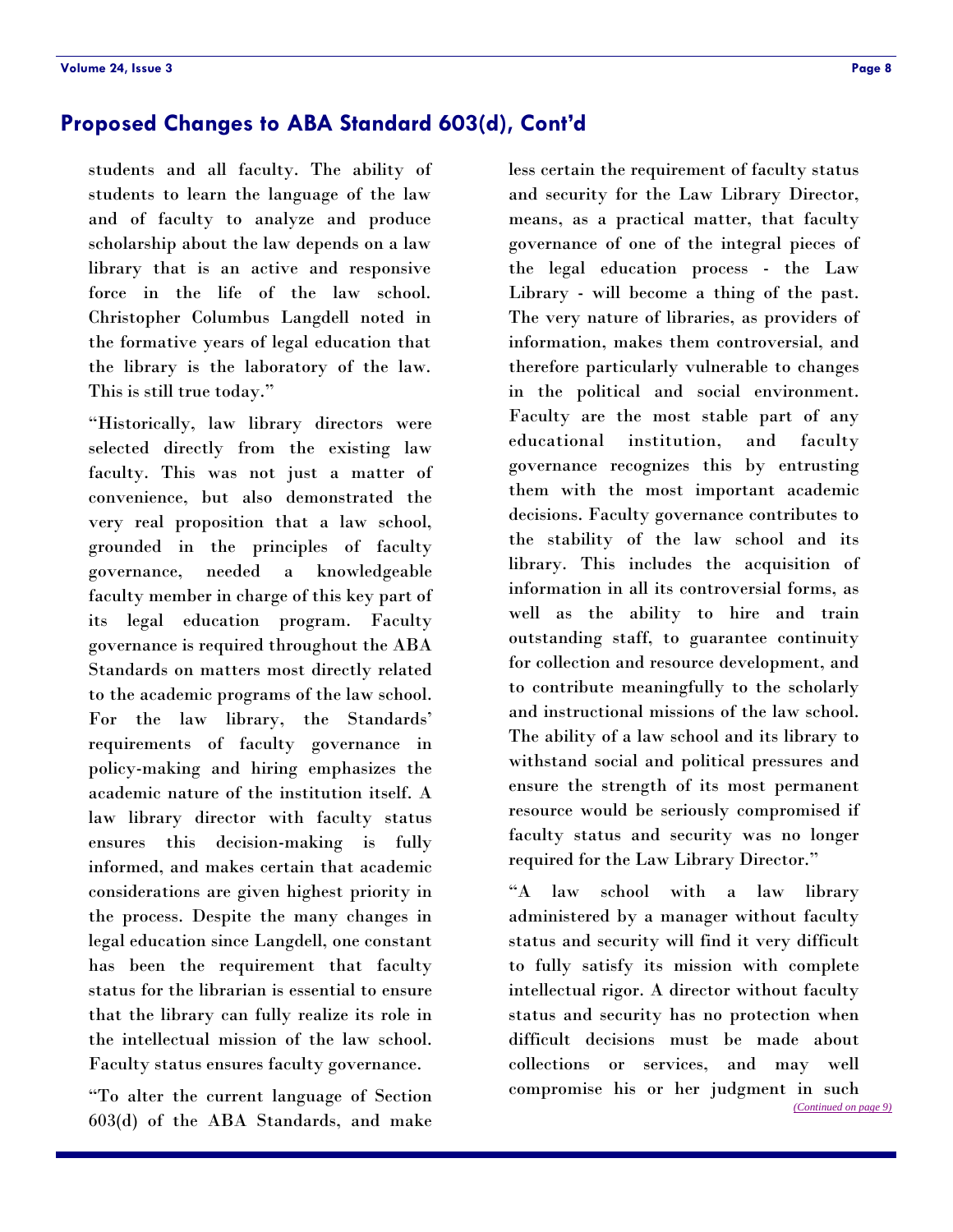## Proposed Changes to ABA Standard 603(d), Cont'd

students and all faculty. The ability of students to learn the language of the law and of faculty to analyze and produce scholarship about the law depends on a law library that is an active and responsive force in the life of the law school. Christopher Columbus Langdell noted in the formative years of legal education that the library is the laboratory of the law. This is still true today."

"Historically, law library directors were selected directly from the existing law faculty. This was not just a matter of convenience, but also demonstrated the very real proposition that a law school, grounded in the principles of faculty governance, needed a knowledgeable faculty member in charge of this key part of its legal education program. Faculty governance is required throughout the ABA Standards on matters most directly related to the academic programs of the law school. For the law library, the Standards' requirements of faculty governance in policy-making and hiring emphasizes the academic nature of the institution itself. A law library director with faculty status ensures this decision-making is fully informed, and makes certain that academic considerations are given highest priority in the process. Despite the many changes in legal education since Langdell, one constant has been the requirement that faculty status for the librarian is essential to ensure that the library can fully realize its role in the intellectual mission of the law school. Faculty status ensures faculty governance.

"To alter the current language of Section 603(d) of the ABA Standards, and make less certain the requirement of faculty status and security for the Law Library Director, means, as a practical matter, that faculty governance of one of the integral pieces of the legal education process - the Law Library - will become a thing of the past. The very nature of libraries, as providers of information, makes them controversial, and therefore particularly vulnerable to changes in the political and social environment. Faculty are the most stable part of any educational institution, and faculty governance recognizes this by entrusting them with the most important academic decisions. Faculty governance contributes to the stability of the law school and its library. This includes the acquisition of information in all its controversial forms, as well as the ability to hire and train outstanding staff, to guarantee continuity for collection and resource development, and to contribute meaningfully to the scholarly and instructional missions of the law school. The ability of a law school and its library to withstand social and political pressures and ensure the strength of its most permanent resource would be seriously compromised if faculty status and security was no longer required for the Law Library Director."

"A law school with a law library administered by a manager without faculty status and security will find it very difficult to fully satisfy its mission with complete intellectual rigor. A director without faculty status and security has no protection when difficult decisions must be made about collections or services, and may well compromise his or her judgment in such

*(Continued on page 9)*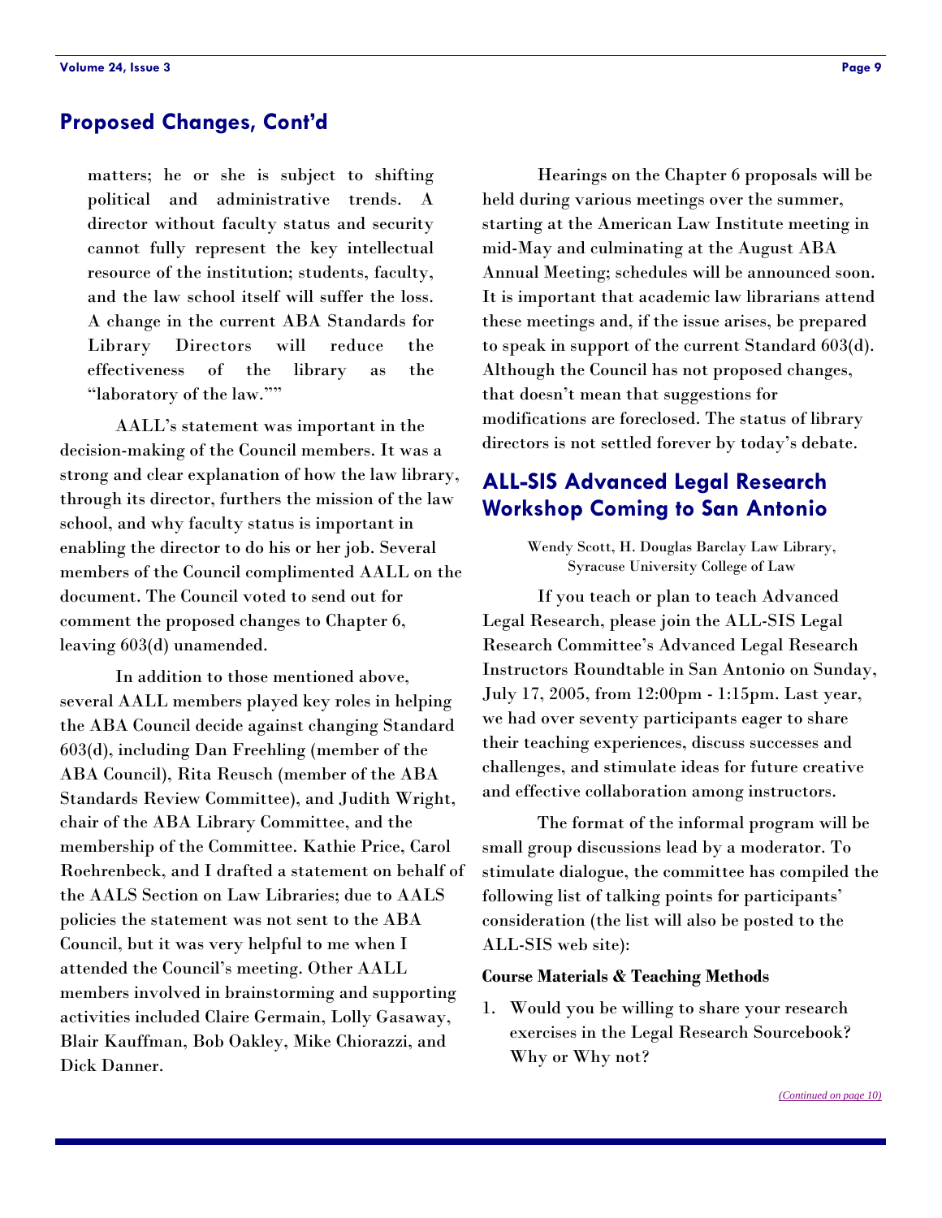## Proposed Changes, Cont'd

> matters; he or she is subject to shifting political and administrative trends. A director without faculty status and security cannot fully represent the key intellectual resource of the institution; students, faculty, and the law school itself will suffer the loss. A change in the current ABA Standards for Library Directors will reduce the effectiveness of the library as the "laboratory of the law.""

AALL's statement was important in the decision-making of the Council members. It was a strong and clear explanation of how the law library, through its director, furthers the mission of the law school, and why faculty status is important in enabling the director to do his or her job. Several members of the Council complimented AALL on the document. The Council voted to send out for comment the proposed changes to Chapter 6, leaving 603(d) unamended.

In addition to those mentioned above, several AALL members played key roles in helping the ABA Council decide against changing Standard 603(d), including Dan Freehling (member of the ABA Council), Rita Reusch (member of the ABA Standards Review Committee), and Judith Wright, chair of the ABA Library Committee, and the membership of the Committee. Kathie Price, Carol Roehrenbeck, and I drafted a statement on behalf of the AALS Section on Law Libraries; due to AALS policies the statement was not sent to the ABA Council, but it was very helpful to me when I attended the Council's meeting. Other AALL members involved in brainstorming and supporting activities included Claire Germain, Lolly Gasaway, Blair Kauffman, Bob Oakley, Mike Chiorazzi, and Dick Danner.

Hearings on the Chapter 6 proposals will be held during various meetings over the summer, starting at the American Law Institute meeting in mid-May and culminating at the August ABA Annual Meeting; schedules will be announced soon. It is important that academic law librarians attend these meetings and, if the issue arises, be prepared to speak in support of the current Standard 603(d). Although the Council has not proposed changes, that doesn't mean that suggestions for modifications are foreclosed. The status of library directors is not settled forever by today's debate.

## ALL-SIS Advanced Legal Research Workshop Coming to San Antonio

Wendy Scott, H. Douglas Barclay Law Library, Syracuse University College of Law

If you teach or plan to teach Advanced Legal Research, please join the ALL-SIS Legal Research Committee's Advanced Legal Research Instructors Roundtable in San Antonio on Sunday, July 17, 2005, from 12:00pm - 1:15pm. Last year, we had over seventy participants eager to share their teaching experiences, discuss successes and challenges, and stimulate ideas for future creative and effective collaboration among instructors.

The format of the informal program will be small group discussions lead by a moderator. To stimulate dialogue, the committee has compiled the following list of talking points for participants' consideration (the list will also be posted to the ALL-SIS web site):

**Course Materials & Teaching Methods**

1. Would you be willing to share your research exercises in the Legal Research Sourcebook? Why or Why not?

*(Continued on page 10)*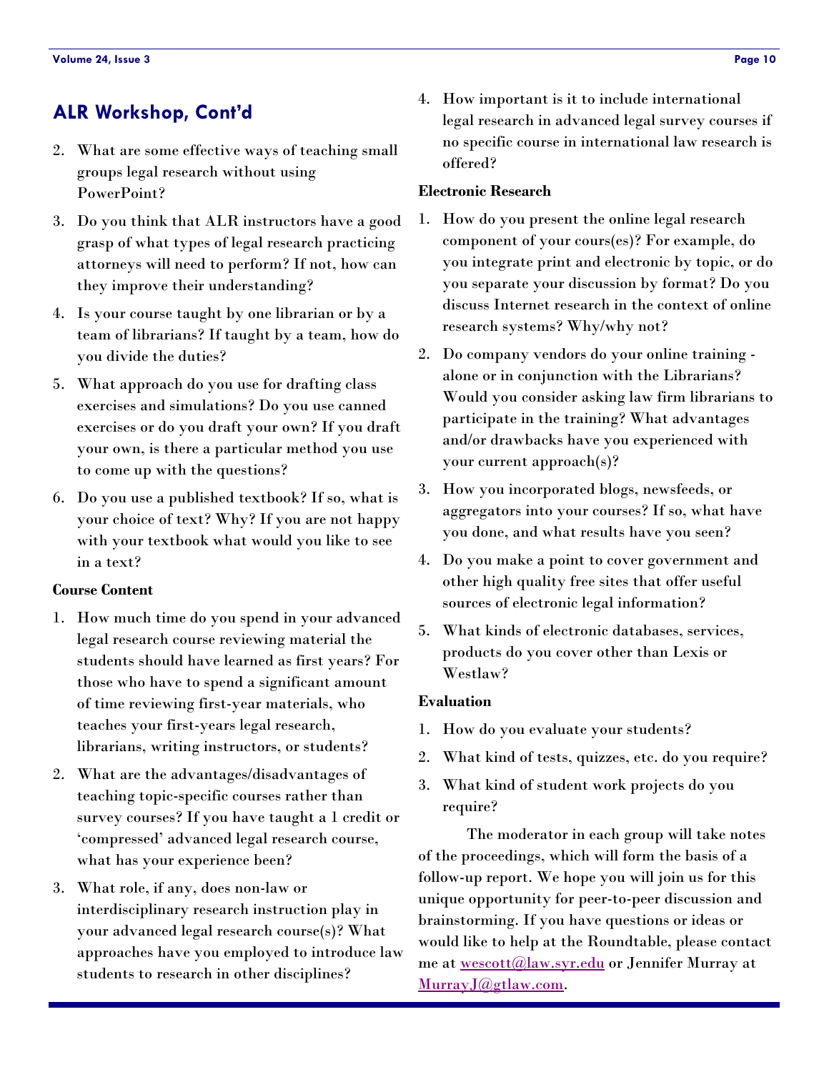## ALR Workshop, Cont'd

2. What are some effective ways of teaching small groups legal research without using PowerPoint?
3. Do you think that ALR instructors have a good grasp of what types of legal research practicing attorneys will need to perform? If not, how can they improve their understanding?
4. Is your course taught by one librarian or by a team of librarians? If taught by a team, how do you divide the duties?
5. What approach do you use for drafting class exercises and simulations? Do you use canned exercises or do you draft your own? If you draft your own, is there a particular method you use to come up with the questions?
6. Do you use a published textbook? If so, what is your choice of text? Why? If you are not happy with your textbook what would you like to see in a text?

**Course Content**

1. How much time do you spend in your advanced legal research course reviewing material the students should have learned as first years? For those who have to spend a significant amount of time reviewing first-year materials, who teaches your first-years legal research, librarians, writing instructors, or students?
2. What are the advantages/disadvantages of teaching topic-specific courses rather than survey courses? If you have taught a 1 credit or 'compressed' advanced legal research course, what has your experience been?
3. What role, if any, does non-law or interdisciplinary research instruction play in your advanced legal research course(s)? What approaches have you employed to introduce law students to research in other disciplines?
4. How important is it to include international legal research in advanced legal survey courses if no specific course in international law research is offered?

**Electronic Research**

1. How do you present the online legal research component of your cours(es)? For example, do you integrate print and electronic by topic, or do you separate your discussion by format? Do you discuss Internet research in the context of online research systems? Why/why not?
2. Do company vendors do your online training - alone or in conjunction with the Librarians? Would you consider asking law firm librarians to participate in the training? What advantages and/or drawbacks have you experienced with your current approach(s)?
3. How you incorporated blogs, newsfeeds, or aggregators into your courses? If so, what have you done, and what results have you seen?
4. Do you make a point to cover government and other high quality free sites that offer useful sources of electronic legal information?
5. What kinds of electronic databases, services, products do you cover other than Lexis or Westlaw?

**Evaluation**

1. How do you evaluate your students?
2. What kind of tests, quizzes, etc. do you require?
3. What kind of student work projects do you require?

The moderator in each group will take notes of the proceedings, which will form the basis of a follow-up report. We hope you will join us for this unique opportunity for peer-to-peer discussion and brainstorming. If you have questions or ideas or would like to help at the Roundtable, please contact me at wescott@law.syr.edu or Jennifer Murray at MurrayJ@gtlaw.com.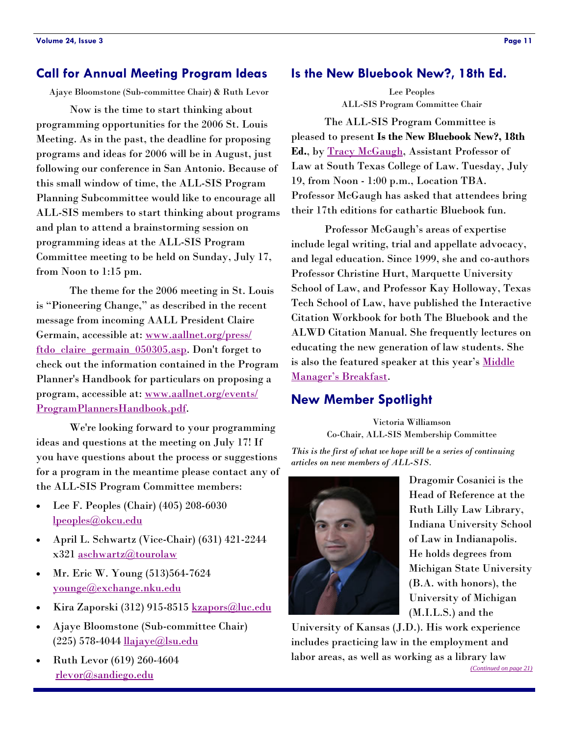## Call for Annual Meeting Program Ideas

Ajaye Bloomstone (Sub-committee Chair) & Ruth Levor

Now is the time to start thinking about programming opportunities for the 2006 St. Louis Meeting. As in the past, the deadline for proposing programs and ideas for 2006 will be in August, just following our conference in San Antonio. Because of this small window of time, the ALL-SIS Program Planning Subcommittee would like to encourage all ALL-SIS members to start thinking about programs and plan to attend a brainstorming session on programming ideas at the ALL-SIS Program Committee meeting to be held on Sunday, July 17, from Noon to 1:15 pm.

The theme for the 2006 meeting in St. Louis is "Pioneering Change," as described in the recent message from incoming AALL President Claire Germain, accessible at: www.aallnet.org/press/ftdo_claire_germain_050305.asp. Don't forget to check out the information contained in the Program Planner's Handbook for particulars on proposing a program, accessible at: www.aallnet.org/events/ProgramPlannersHandbook.pdf.

We're looking forward to your programming ideas and questions at the meeting on July 17! If you have questions about the process or suggestions for a program in the meantime please contact any of the ALL-SIS Program Committee members:

- Lee F. Peoples (Chair) (405) 208-6030 lpeoples@okcu.edu
- April L. Schwartz (Vice-Chair) (631) 421-2244 x321 aschwartz@tourolaw
- Mr. Eric W. Young (513)564-7624 younge@exchange.nku.edu
- Kira Zaporski (312) 915-8515 kzapors@luc.edu
- Ajaye Bloomstone (Sub-committee Chair) (225) 578-4044 llajaye@lsu.edu
- Ruth Levor (619) 260-4604 rlevor@sandiego.edu

## Is the New Bluebook New?, 18th Ed.

Lee Peoples
ALL-SIS Program Committee Chair

The ALL-SIS Program Committee is pleased to present **Is the New Bluebook New?, 18th Ed.**, by Tracy McGaugh, Assistant Professor of Law at South Texas College of Law. Tuesday, July 19, from Noon - 1:00 p.m., Location TBA. Professor McGaugh has asked that attendees bring their 17th editions for cathartic Bluebook fun.

Professor McGaugh's areas of expertise include legal writing, trial and appellate advocacy, and legal education. Since 1999, she and co-authors Professor Christine Hurt, Marquette University School of Law, and Professor Kay Holloway, Texas Tech School of Law, have published the Interactive Citation Workbook for both The Bluebook and the ALWD Citation Manual. She frequently lectures on educating the new generation of law students. She is also the featured speaker at this year's Middle Manager's Breakfast.

## New Member Spotlight

Victoria Williamson
Co-Chair, ALL-SIS Membership Committee

*This is the first of what we hope will be a series of continuing articles on new members of ALL-SIS.*

Dragomir Cosanici is the Head of Reference at the Ruth Lilly Law Library, Indiana University School of Law in Indianapolis. He holds degrees from Michigan State University (B.A. with honors), the University of Michigan (M.I.L.S.) and the University of Kansas (J.D.). His work experience includes practicing law in the employment and labor areas, as well as working as a library law

*(Continued on page 21)*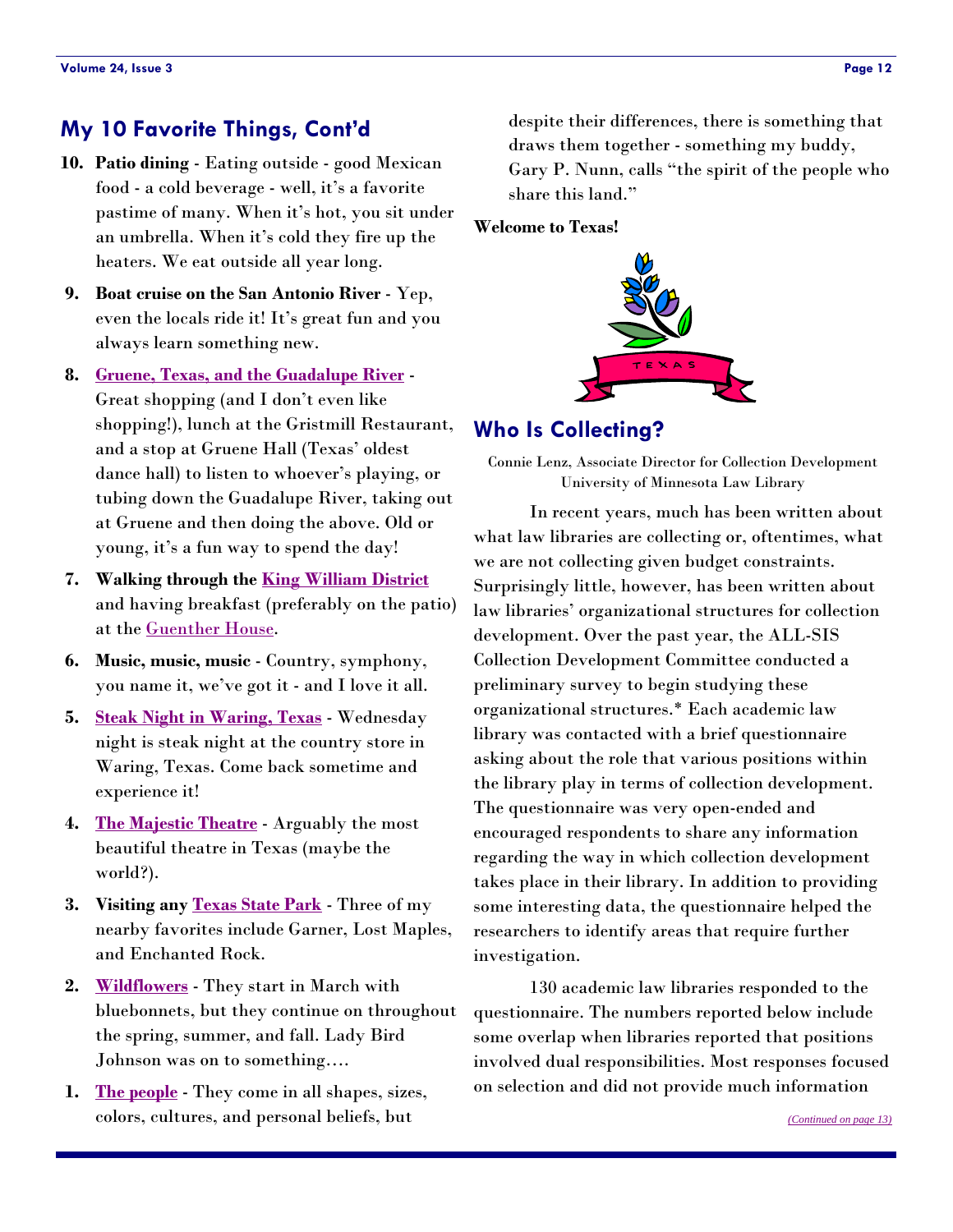## My 10 Favorite Things, Cont'd

10. **Patio dining** - Eating outside - good Mexican food - a cold beverage - well, it's a favorite pastime of many. When it's hot, you sit under an umbrella. When it's cold they fire up the heaters. We eat outside all year long.
9. **Boat cruise on the San Antonio River** - Yep, even the locals ride it! It's great fun and you always learn something new.
8. **Gruene, Texas, and the Guadalupe River** - Great shopping (and I don't even like shopping!), lunch at the Gristmill Restaurant, and a stop at Gruene Hall (Texas' oldest dance hall) to listen to whoever's playing, or tubing down the Guadalupe River, taking out at Gruene and then doing the above. Old or young, it's a fun way to spend the day!
7. **Walking through the King William District** and having breakfast (preferably on the patio) at the Guenther House.
6. **Music, music, music** - Country, symphony, you name it, we've got it - and I love it all.
5. **Steak Night in Waring, Texas** - Wednesday night is steak night at the country store in Waring, Texas. Come back sometime and experience it!
4. **The Majestic Theatre** - Arguably the most beautiful theatre in Texas (maybe the world?).
3. **Visiting any Texas State Park** - Three of my nearby favorites include Garner, Lost Maples, and Enchanted Rock.
2. **Wildflowers** - They start in March with bluebonnets, but they continue on throughout the spring, summer, and fall. Lady Bird Johnson was on to something….
1. **The people** - They come in all shapes, sizes, colors, cultures, and personal beliefs, but despite their differences, there is something that draws them together - something my buddy, Gary P. Nunn, calls "the spirit of the people who share this land."

**Welcome to Texas!**

## Who Is Collecting?

Connie Lenz, Associate Director for Collection Development
University of Minnesota Law Library

In recent years, much has been written about what law libraries are collecting or, oftentimes, what we are not collecting given budget constraints. Surprisingly little, however, has been written about law libraries' organizational structures for collection development. Over the past year, the ALL-SIS Collection Development Committee conducted a preliminary survey to begin studying these organizational structures.* Each academic law library was contacted with a brief questionnaire asking about the role that various positions within the library play in terms of collection development. The questionnaire was very open-ended and encouraged respondents to share any information regarding the way in which collection development takes place in their library. In addition to providing some interesting data, the questionnaire helped the researchers to identify areas that require further investigation.

130 academic law libraries responded to the questionnaire. The numbers reported below include some overlap when libraries reported that positions involved dual responsibilities. Most responses focused on selection and did not provide much information

*(Continued on page 13)*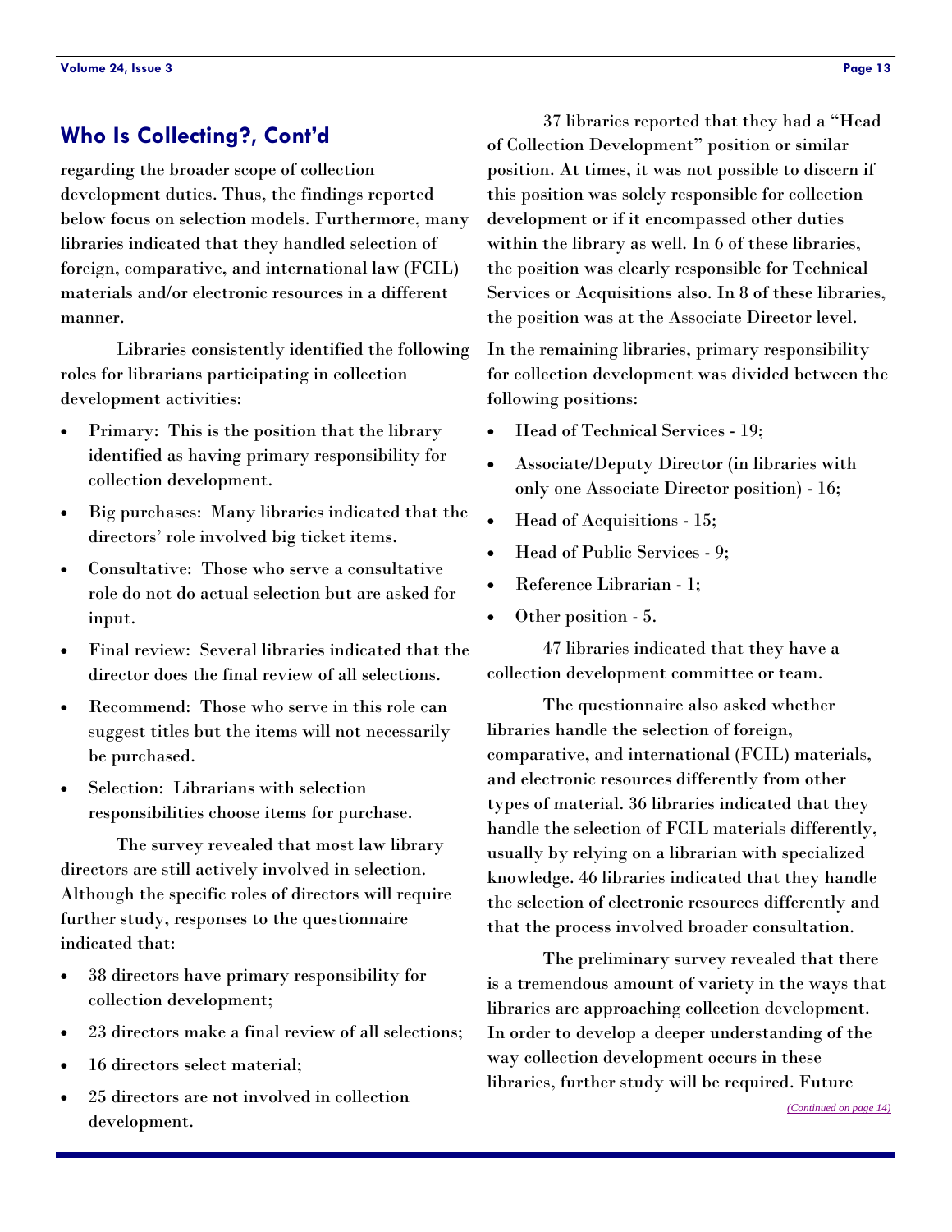## Who Is Collecting?, Cont'd

regarding the broader scope of collection development duties. Thus, the findings reported below focus on selection models. Furthermore, many libraries indicated that they handled selection of foreign, comparative, and international law (FCIL) materials and/or electronic resources in a different manner.

Libraries consistently identified the following roles for librarians participating in collection development activities:

- Primary: This is the position that the library identified as having primary responsibility for collection development.
- Big purchases: Many libraries indicated that the directors' role involved big ticket items.
- Consultative: Those who serve a consultative role do not do actual selection but are asked for input.
- Final review: Several libraries indicated that the director does the final review of all selections.
- Recommend: Those who serve in this role can suggest titles but the items will not necessarily be purchased.
- Selection: Librarians with selection responsibilities choose items for purchase.

The survey revealed that most law library directors are still actively involved in selection. Although the specific roles of directors will require further study, responses to the questionnaire indicated that:

- 38 directors have primary responsibility for collection development;
- 23 directors make a final review of all selections;
- 16 directors select material;
- 25 directors are not involved in collection development.

37 libraries reported that they had a "Head of Collection Development" position or similar position. At times, it was not possible to discern if this position was solely responsible for collection development or if it encompassed other duties within the library as well. In 6 of these libraries, the position was clearly responsible for Technical Services or Acquisitions also. In 8 of these libraries, the position was at the Associate Director level.

In the remaining libraries, primary responsibility for collection development was divided between the following positions:

- Head of Technical Services - 19;
- Associate/Deputy Director (in libraries with only one Associate Director position) - 16;
- Head of Acquisitions - 15;
- Head of Public Services - 9;
- Reference Librarian - 1;
- Other position - 5.

47 libraries indicated that they have a collection development committee or team.

The questionnaire also asked whether libraries handle the selection of foreign, comparative, and international (FCIL) materials, and electronic resources differently from other types of material. 36 libraries indicated that they handle the selection of FCIL materials differently, usually by relying on a librarian with specialized knowledge. 46 libraries indicated that they handle the selection of electronic resources differently and that the process involved broader consultation.

The preliminary survey revealed that there is a tremendous amount of variety in the ways that libraries are approaching collection development. In order to develop a deeper understanding of the way collection development occurs in these libraries, further study will be required. Future

*(Continued on page 14)*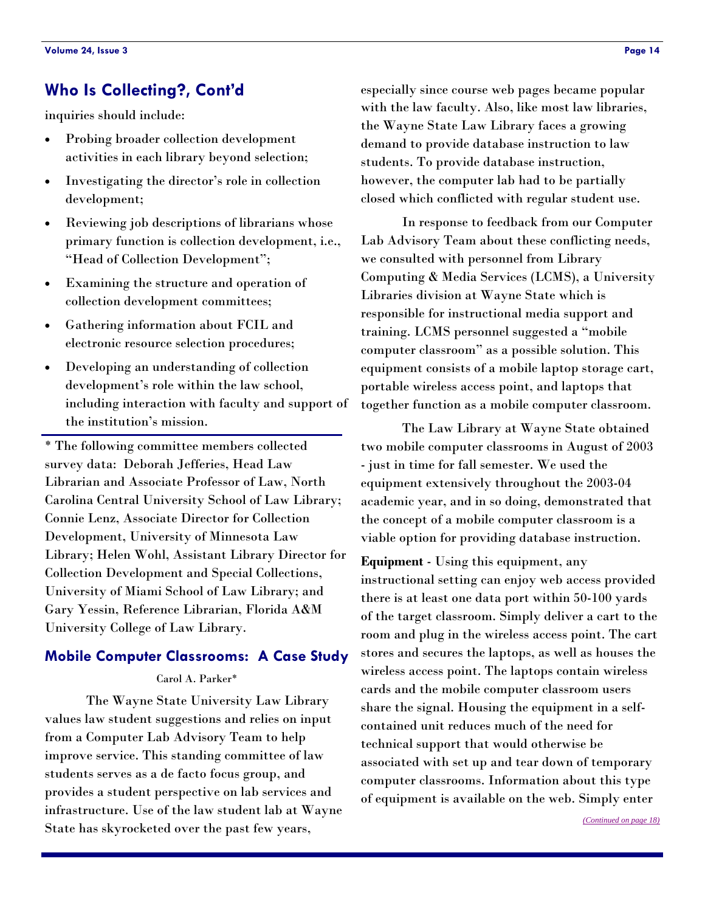## Who Is Collecting?, Cont'd

inquiries should include:

- Probing broader collection development activities in each library beyond selection;
- Investigating the director's role in collection development;
- Reviewing job descriptions of librarians whose primary function is collection development, i.e., "Head of Collection Development";
- Examining the structure and operation of collection development committees;
- Gathering information about FCIL and electronic resource selection procedures;
- Developing an understanding of collection development's role within the law school, including interaction with faculty and support of the institution's mission.

---

* The following committee members collected survey data: Deborah Jefferies, Head Law Librarian and Associate Professor of Law, North Carolina Central University School of Law Library; Connie Lenz, Associate Director for Collection Development, University of Minnesota Law Library; Helen Wohl, Assistant Library Director for Collection Development and Special Collections, University of Miami School of Law Library; and Gary Yessin, Reference Librarian, Florida A&M University College of Law Library.

## Mobile Computer Classrooms: A Case Study

Carol A. Parker*

The Wayne State University Law Library values law student suggestions and relies on input from a Computer Lab Advisory Team to help improve service. This standing committee of law students serves as a de facto focus group, and provides a student perspective on lab services and infrastructure. Use of the law student lab at Wayne State has skyrocketed over the past few years, especially since course web pages became popular with the law faculty. Also, like most law libraries, the Wayne State Law Library faces a growing demand to provide database instruction to law students. To provide database instruction, however, the computer lab had to be partially closed which conflicted with regular student use.

In response to feedback from our Computer Lab Advisory Team about these conflicting needs, we consulted with personnel from Library Computing & Media Services (LCMS), a University Libraries division at Wayne State which is responsible for instructional media support and training. LCMS personnel suggested a "mobile computer classroom" as a possible solution. This equipment consists of a mobile laptop storage cart, portable wireless access point, and laptops that together function as a mobile computer classroom.

The Law Library at Wayne State obtained two mobile computer classrooms in August of 2003 - just in time for fall semester. We used the equipment extensively throughout the 2003-04 academic year, and in so doing, demonstrated that the concept of a mobile computer classroom is a viable option for providing database instruction.

**Equipment** - Using this equipment, any instructional setting can enjoy web access provided there is at least one data port within 50-100 yards of the target classroom. Simply deliver a cart to the room and plug in the wireless access point. The cart stores and secures the laptops, as well as houses the wireless access point. The laptops contain wireless cards and the mobile computer classroom users share the signal. Housing the equipment in a self-contained unit reduces much of the need for technical support that would otherwise be associated with set up and tear down of temporary computer classrooms. Information about this type of equipment is available on the web. Simply enter

*(Continued on page 18)*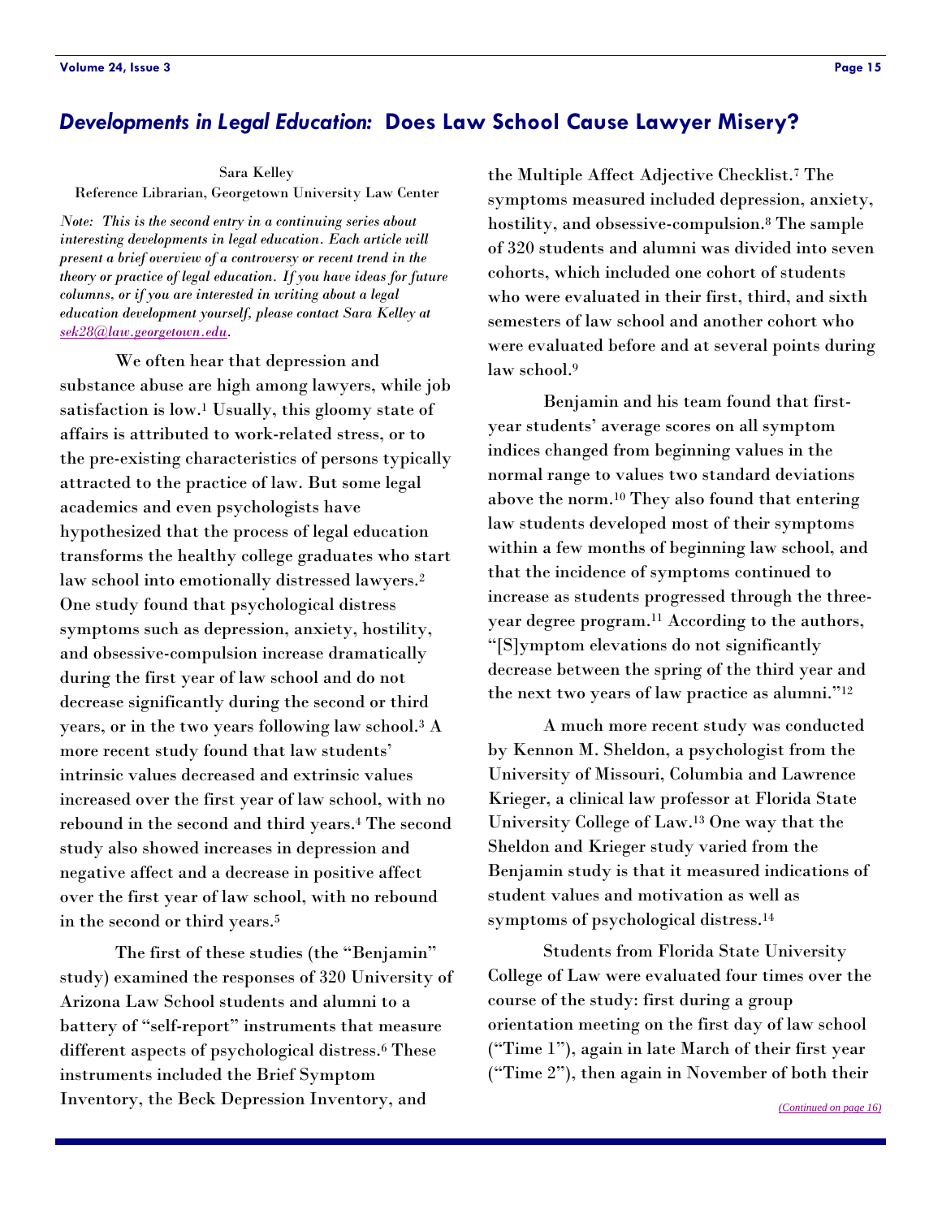## *Developments in Legal Education:* Does Law School Cause Lawyer Misery?

Sara Kelley
Reference Librarian, Georgetown University Law Center

*Note: This is the second entry in a continuing series about interesting developments in legal education. Each article will present a brief overview of a controversy or recent trend in the theory or practice of legal education. If you have ideas for future columns, or if you are interested in writing about a legal education development yourself, please contact Sara Kelley at sek28@law.georgetown.edu.*

We often hear that depression and substance abuse are high among lawyers, while job satisfaction is low.[1] Usually, this gloomy state of affairs is attributed to work-related stress, or to the pre-existing characteristics of persons typically attracted to the practice of law. But some legal academics and even psychologists have hypothesized that the process of legal education transforms the healthy college graduates who start law school into emotionally distressed lawyers.[2] One study found that psychological distress symptoms such as depression, anxiety, hostility, and obsessive-compulsion increase dramatically during the first year of law school and do not decrease significantly during the second or third years, or in the two years following law school.[3] A more recent study found that law students' intrinsic values decreased and extrinsic values increased over the first year of law school, with no rebound in the second and third years.[4] The second study also showed increases in depression and negative affect and a decrease in positive affect over the first year of law school, with no rebound in the second or third years.[5]

The first of these studies (the "Benjamin" study) examined the responses of 320 University of Arizona Law School students and alumni to a battery of "self-report" instruments that measure different aspects of psychological distress.[6] These instruments included the Brief Symptom Inventory, the Beck Depression Inventory, and the Multiple Affect Adjective Checklist.[7] The symptoms measured included depression, anxiety, hostility, and obsessive-compulsion.[8] The sample of 320 students and alumni was divided into seven cohorts, which included one cohort of students who were evaluated in their first, third, and sixth semesters of law school and another cohort who were evaluated before and at several points during law school.[9]

Benjamin and his team found that first-year students' average scores on all symptom indices changed from beginning values in the normal range to values two standard deviations above the norm.[10] They also found that entering law students developed most of their symptoms within a few months of beginning law school, and that the incidence of symptoms continued to increase as students progressed through the three-year degree program.[11] According to the authors, "[S]ymptom elevations do not significantly decrease between the spring of the third year and the next two years of law practice as alumni."[12]

A much more recent study was conducted by Kennon M. Sheldon, a psychologist from the University of Missouri, Columbia and Lawrence Krieger, a clinical law professor at Florida State University College of Law.[13] One way that the Sheldon and Krieger study varied from the Benjamin study is that it measured indications of student values and motivation as well as symptoms of psychological distress.[14]

Students from Florida State University College of Law were evaluated four times over the course of the study: first during a group orientation meeting on the first day of law school ("Time 1"), again in late March of their first year ("Time 2"), then again in November of both their

*(Continued on page 16)*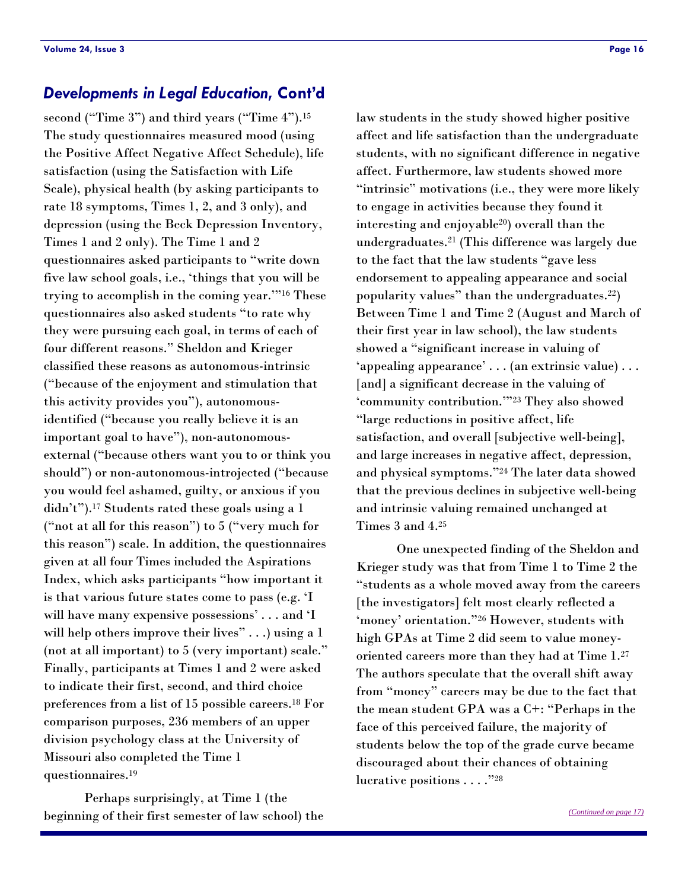## *Developments in Legal Education*, Cont'd

second ("Time 3") and third years ("Time 4").[15] The study questionnaires measured mood (using the Positive Affect Negative Affect Schedule), life satisfaction (using the Satisfaction with Life Scale), physical health (by asking participants to rate 18 symptoms, Times 1, 2, and 3 only), and depression (using the Beck Depression Inventory, Times 1 and 2 only). The Time 1 and 2 questionnaires asked participants to "write down five law school goals, i.e., 'things that you will be trying to accomplish in the coming year.'"[16] These questionnaires also asked students "to rate why they were pursuing each goal, in terms of each of four different reasons." Sheldon and Krieger classified these reasons as autonomous-intrinsic ("because of the enjoyment and stimulation that this activity provides you"), autonomous-identified ("because you really believe it is an important goal to have"), non-autonomous-external ("because others want you to or think you should") or non-autonomous-introjected ("because you would feel ashamed, guilty, or anxious if you didn't").[17] Students rated these goals using a 1 ("not at all for this reason") to 5 ("very much for this reason") scale. In addition, the questionnaires given at all four Times included the Aspirations Index, which asks participants "how important it is that various future states come to pass (e.g. 'I will have many expensive possessions' . . . and 'I will help others improve their lives" . . .) using a 1 (not at all important) to 5 (very important) scale." Finally, participants at Times 1 and 2 were asked to indicate their first, second, and third choice preferences from a list of 15 possible careers.[18] For comparison purposes, 236 members of an upper division psychology class at the University of Missouri also completed the Time 1 questionnaires.[19]

Perhaps surprisingly, at Time 1 (the beginning of their first semester of law school) the law students in the study showed higher positive affect and life satisfaction than the undergraduate students, with no significant difference in negative affect. Furthermore, law students showed more "intrinsic" motivations (i.e., they were more likely to engage in activities because they found it interesting and enjoyable[20]) overall than the undergraduates.[21] (This difference was largely due to the fact that the law students "gave less endorsement to appealing appearance and social popularity values" than the undergraduates.[22]) Between Time 1 and Time 2 (August and March of their first year in law school), the law students showed a "significant increase in valuing of 'appealing appearance' . . . (an extrinsic value) . . . [and] a significant decrease in the valuing of 'community contribution.'"[23] They also showed "large reductions in positive affect, life satisfaction, and overall [subjective well-being], and large increases in negative affect, depression, and physical symptoms."[24] The later data showed that the previous declines in subjective well-being and intrinsic valuing remained unchanged at Times 3 and 4.[25]

One unexpected finding of the Sheldon and Krieger study was that from Time 1 to Time 2 the "students as a whole moved away from the careers [the investigators] felt most clearly reflected a 'money' orientation."[26] However, students with high GPAs at Time 2 did seem to value money-oriented careers more than they had at Time 1.[27] The authors speculate that the overall shift away from "money" careers may be due to the fact that the mean student GPA was a C+: "Perhaps in the face of this perceived failure, the majority of students below the top of the grade curve became discouraged about their chances of obtaining lucrative positions . . . ."[28]

*(Continued on page 17)*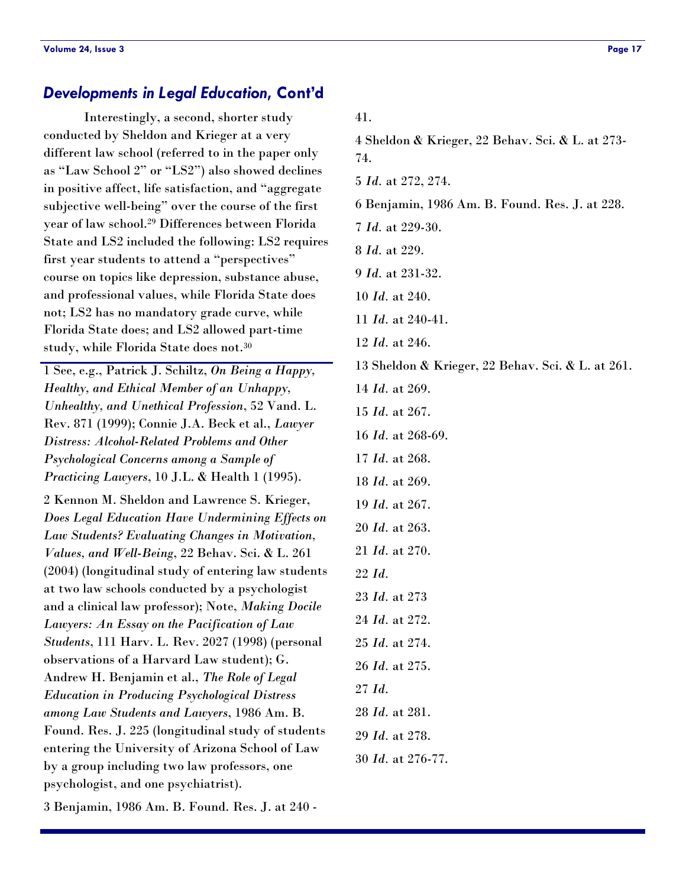## *Developments in Legal Education*, Cont'd

Interestingly, a second, shorter study conducted by Sheldon and Krieger at a very different law school (referred to in the paper only as "Law School 2" or "LS2") also showed declines in positive affect, life satisfaction, and "aggregate subjective well-being" over the course of the first year of law school.[29] Differences between Florida State and LS2 included the following: LS2 requires first year students to attend a "perspectives" course on topics like depression, substance abuse, and professional values, while Florida State does not; LS2 has no mandatory grade curve, while Florida State does; and LS2 allowed part-time study, while Florida State does not.[30]

---

1 See, e.g., Patrick J. Schiltz, *On Being a Happy, Healthy, and Ethical Member of an Unhappy, Unhealthy, and Unethical Profession*, 52 Vand. L. Rev. 871 (1999); Connie J.A. Beck et al., *Lawyer Distress: Alcohol-Related Problems and Other Psychological Concerns among a Sample of Practicing Lawyers*, 10 J.L. & Health 1 (1995).

2 Kennon M. Sheldon and Lawrence S. Krieger, *Does Legal Education Have Undermining Effects on Law Students? Evaluating Changes in Motivation, Values, and Well-Being*, 22 Behav. Sci. & L. 261 (2004) (longitudinal study of entering law students at two law schools conducted by a psychologist and a clinical law professor); Note, *Making Docile Lawyers: An Essay on the Pacification of Law Students*, 111 Harv. L. Rev. 2027 (1998) (personal observations of a Harvard Law student); G. Andrew H. Benjamin et al., *The Role of Legal Education in Producing Psychological Distress among Law Students and Lawyers*, 1986 Am. B. Found. Res. J. 225 (longitudinal study of students entering the University of Arizona School of Law by a group including two law professors, one psychologist, and one psychiatrist).

3 Benjamin, 1986 Am. B. Found. Res. J. at 240 - 41.

4 Sheldon & Krieger, 22 Behav. Sci. & L. at 273-74.

5 *Id*. at 272, 274.

6 Benjamin, 1986 Am. B. Found. Res. J. at 228.

7 *Id*. at 229-30.

8 *Id*. at 229.

9 *Id*. at 231-32.

10 *Id*. at 240.

11 *Id*. at 240-41.

12 *Id*. at 246.

13 Sheldon & Krieger, 22 Behav. Sci. & L. at 261.

14 *Id*. at 269.

15 *Id*. at 267.

16 *Id*. at 268-69.

17 *Id*. at 268.

18 *Id*. at 269.

19 *Id*. at 267.

20 *Id*. at 263.

21 *Id*. at 270.

22 *Id*.

23 *Id*. at 273

24 *Id*. at 272.

25 *Id*. at 274.

26 *Id*. at 275.

27 *Id*.

28 *Id*. at 281.

29 *Id*. at 278.

30 *Id*. at 276-77.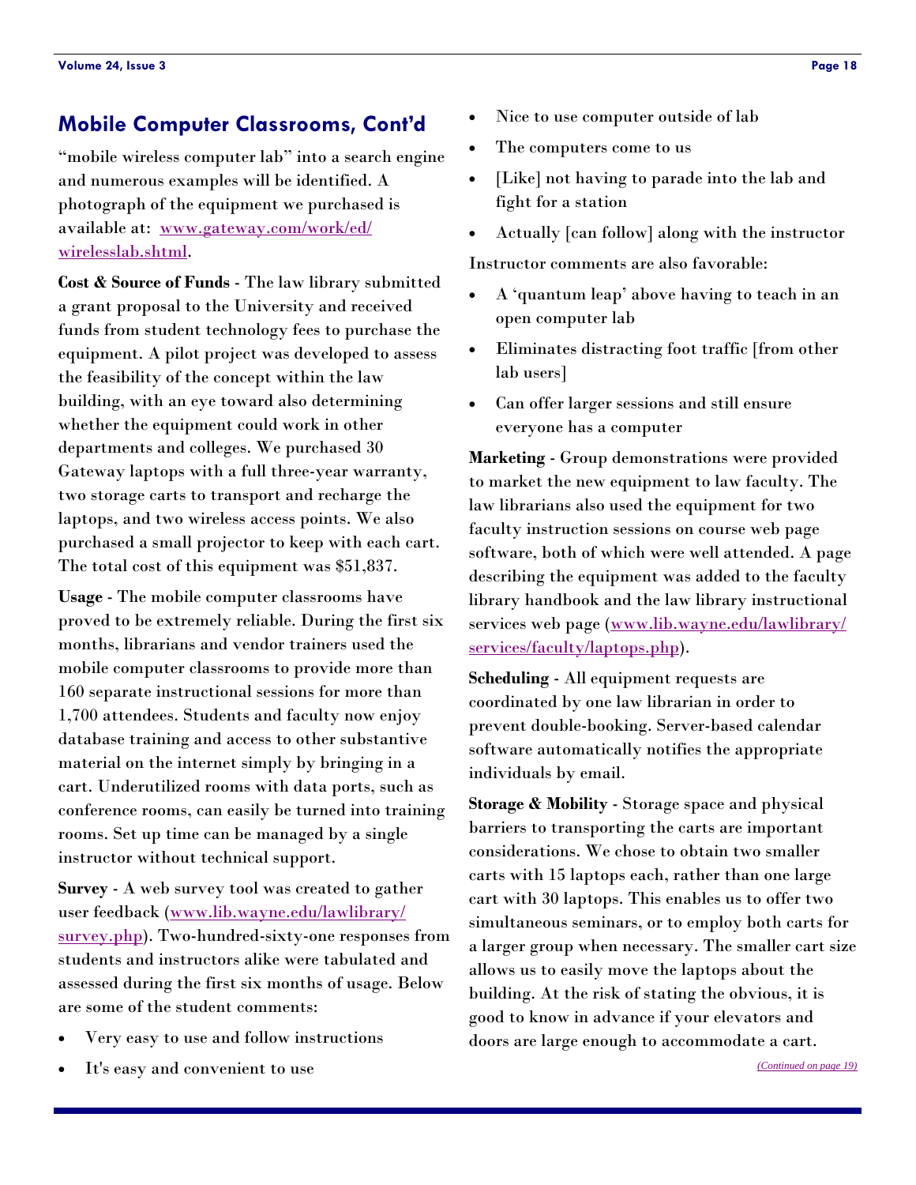## Mobile Computer Classrooms, Cont'd

"mobile wireless computer lab" into a search engine and numerous examples will be identified. A photograph of the equipment we purchased is available at: [www.gateway.com/work/ed/wirelesslab.shtml](http://www.gateway.com/work/ed/wirelesslab.shtml).

**Cost & Source of Funds** - The law library submitted a grant proposal to the University and received funds from student technology fees to purchase the equipment. A pilot project was developed to assess the feasibility of the concept within the law building, with an eye toward also determining whether the equipment could work in other departments and colleges. We purchased 30 Gateway laptops with a full three-year warranty, two storage carts to transport and recharge the laptops, and two wireless access points. We also purchased a small projector to keep with each cart. The total cost of this equipment was $51,837.

**Usage** - The mobile computer classrooms have proved to be extremely reliable. During the first six months, librarians and vendor trainers used the mobile computer classrooms to provide more than 160 separate instructional sessions for more than 1,700 attendees. Students and faculty now enjoy database training and access to other substantive material on the internet simply by bringing in a cart. Underutilized rooms with data ports, such as conference rooms, can easily be turned into training rooms. Set up time can be managed by a single instructor without technical support.

**Survey** - A web survey tool was created to gather user feedback ([www.lib.wayne.edu/lawlibrary/survey.php](http://www.lib.wayne.edu/lawlibrary/survey.php)). Two-hundred-sixty-one responses from students and instructors alike were tabulated and assessed during the first six months of usage. Below are some of the student comments:

- Very easy to use and follow instructions
- It's easy and convenient to use
- Nice to use computer outside of lab
- The computers come to us
- [Like] not having to parade into the lab and fight for a station
- Actually [can follow] along with the instructor

Instructor comments are also favorable:

- A 'quantum leap' above having to teach in an open computer lab
- Eliminates distracting foot traffic [from other lab users]
- Can offer larger sessions and still ensure everyone has a computer

**Marketing** - Group demonstrations were provided to market the new equipment to law faculty. The law librarians also used the equipment for two faculty instruction sessions on course web page software, both of which were well attended. A page describing the equipment was added to the faculty library handbook and the law library instructional services web page ([www.lib.wayne.edu/lawlibrary/services/faculty/laptops.php](http://www.lib.wayne.edu/lawlibrary/services/faculty/laptops.php)).

**Scheduling** - All equipment requests are coordinated by one law librarian in order to prevent double-booking. Server-based calendar software automatically notifies the appropriate individuals by email.

**Storage & Mobility** - Storage space and physical barriers to transporting the carts are important considerations. We chose to obtain two smaller carts with 15 laptops each, rather than one large cart with 30 laptops. This enables us to offer two simultaneous seminars, or to employ both carts for a larger group when necessary. The smaller cart size allows us to easily move the laptops about the building. At the risk of stating the obvious, it is good to know in advance if your elevators and doors are large enough to accommodate a cart.

*(Continued on page 19)*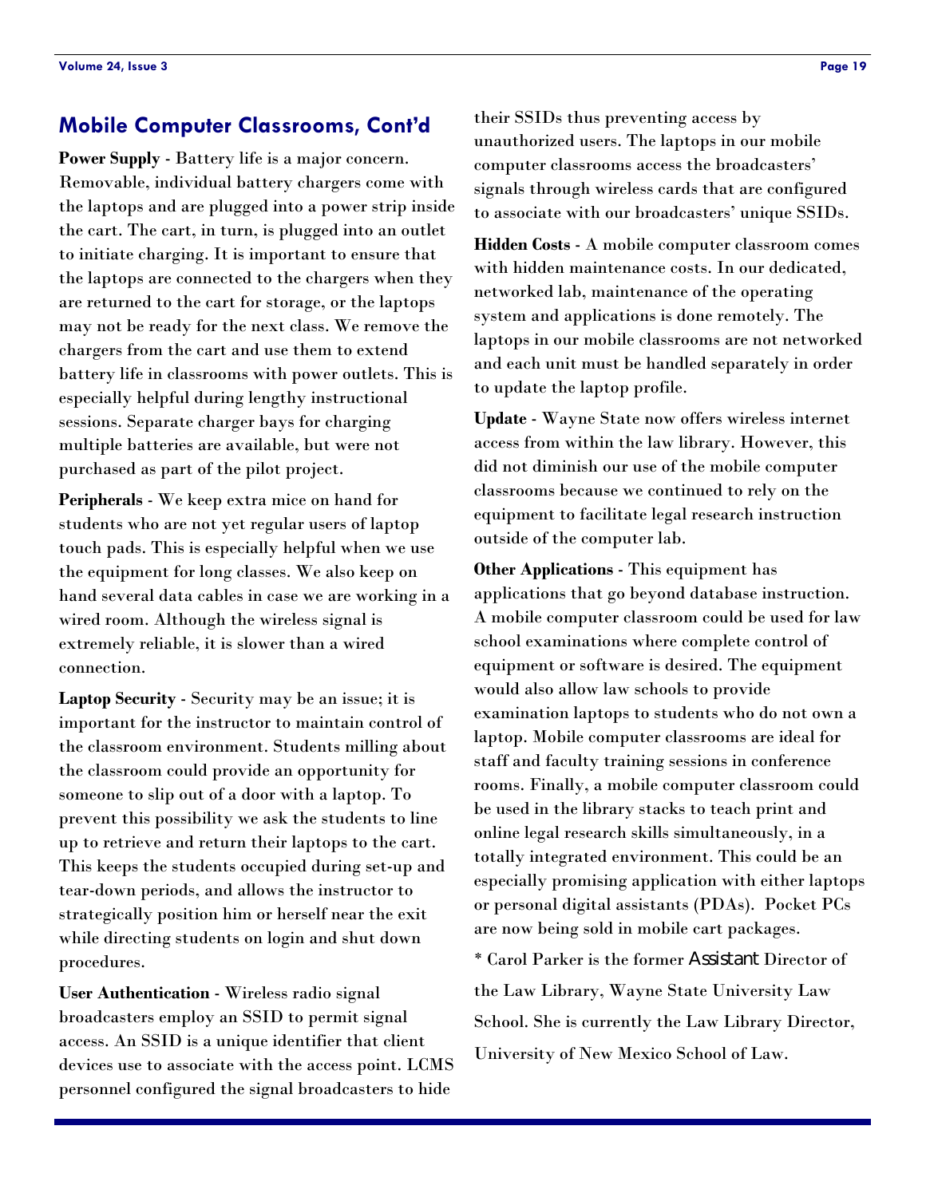## Mobile Computer Classrooms, Cont'd

**Power Supply** - Battery life is a major concern. Removable, individual battery chargers come with the laptops and are plugged into a power strip inside the cart. The cart, in turn, is plugged into an outlet to initiate charging. It is important to ensure that the laptops are connected to the chargers when they are returned to the cart for storage, or the laptops may not be ready for the next class. We remove the chargers from the cart and use them to extend battery life in classrooms with power outlets. This is especially helpful during lengthy instructional sessions. Separate charger bays for charging multiple batteries are available, but were not purchased as part of the pilot project.

**Peripherals** - We keep extra mice on hand for students who are not yet regular users of laptop touch pads. This is especially helpful when we use the equipment for long classes. We also keep on hand several data cables in case we are working in a wired room. Although the wireless signal is extremely reliable, it is slower than a wired connection.

**Laptop Security** - Security may be an issue; it is important for the instructor to maintain control of the classroom environment. Students milling about the classroom could provide an opportunity for someone to slip out of a door with a laptop. To prevent this possibility we ask the students to line up to retrieve and return their laptops to the cart. This keeps the students occupied during set-up and tear-down periods, and allows the instructor to strategically position him or herself near the exit while directing students on login and shut down procedures.

**User Authentication** - Wireless radio signal broadcasters employ an SSID to permit signal access. An SSID is a unique identifier that client devices use to associate with the access point. LCMS personnel configured the signal broadcasters to hide their SSIDs thus preventing access by unauthorized users. The laptops in our mobile computer classrooms access the broadcasters' signals through wireless cards that are configured to associate with our broadcasters' unique SSIDs.

**Hidden Costs** - A mobile computer classroom comes with hidden maintenance costs. In our dedicated, networked lab, maintenance of the operating system and applications is done remotely. The laptops in our mobile classrooms are not networked and each unit must be handled separately in order to update the laptop profile.

**Update** - Wayne State now offers wireless internet access from within the law library. However, this did not diminish our use of the mobile computer classrooms because we continued to rely on the equipment to facilitate legal research instruction outside of the computer lab.

**Other Applications** - This equipment has applications that go beyond database instruction. A mobile computer classroom could be used for law school examinations where complete control of equipment or software is desired. The equipment would also allow law schools to provide examination laptops to students who do not own a laptop. Mobile computer classrooms are ideal for staff and faculty training sessions in conference rooms. Finally, a mobile computer classroom could be used in the library stacks to teach print and online legal research skills simultaneously, in a totally integrated environment. This could be an especially promising application with either laptops or personal digital assistants (PDAs). Pocket PCs are now being sold in mobile cart packages.

* Carol Parker is the former Assistant Director of the Law Library, Wayne State University Law School. She is currently the Law Library Director, University of New Mexico School of Law.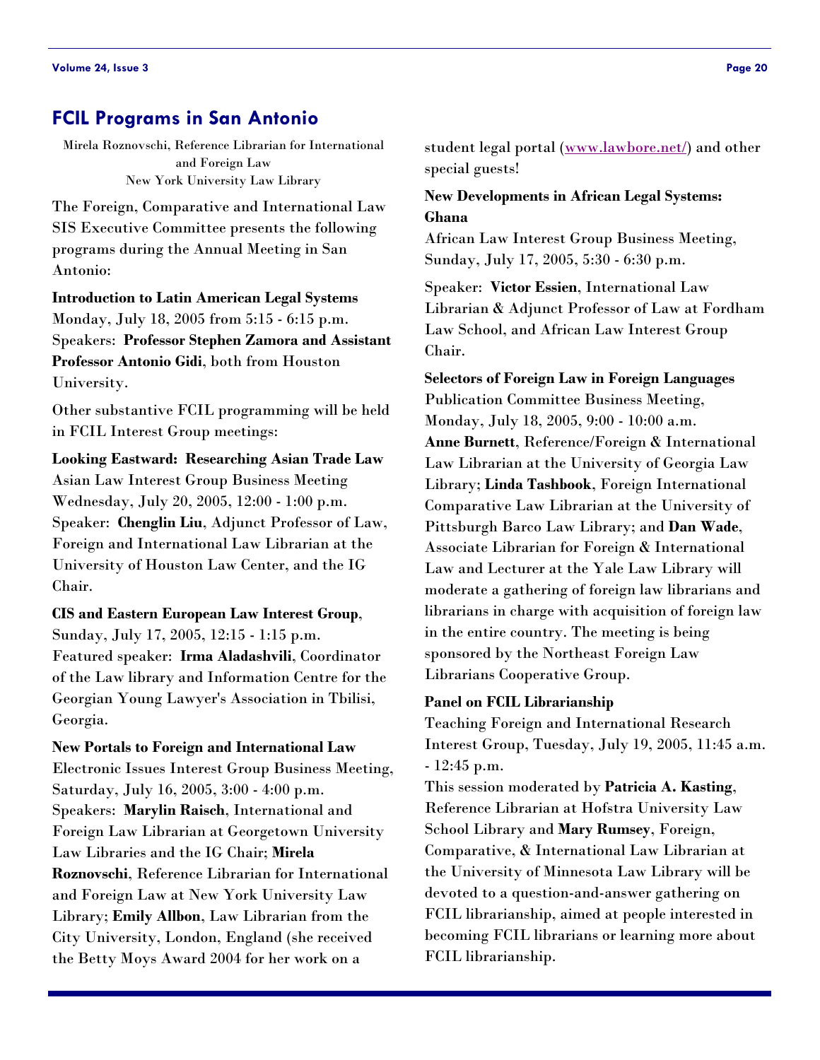## FCIL Programs in San Antonio

Mirela Roznovschi, Reference Librarian for International and Foreign Law
New York University Law Library

The Foreign, Comparative and International Law SIS Executive Committee presents the following programs during the Annual Meeting in San Antonio:

**Introduction to Latin American Legal Systems**
Monday, July 18, 2005 from 5:15 - 6:15 p.m.
Speakers: **Professor Stephen Zamora and Assistant Professor Antonio Gidi**, both from Houston University.

Other substantive FCIL programming will be held in FCIL Interest Group meetings:

**Looking Eastward: Researching Asian Trade Law**
Asian Law Interest Group Business Meeting
Wednesday, July 20, 2005, 12:00 - 1:00 p.m.
Speaker: **Chenglin Liu**, Adjunct Professor of Law, Foreign and International Law Librarian at the University of Houston Law Center, and the IG Chair.

**CIS and Eastern European Law Interest Group**,
Sunday, July 17, 2005, 12:15 - 1:15 p.m.
Featured speaker: **Irma Aladashvili**, Coordinator of the Law library and Information Centre for the Georgian Young Lawyer's Association in Tbilisi, Georgia.

**New Portals to Foreign and International Law**
Electronic Issues Interest Group Business Meeting, Saturday, July 16, 2005, 3:00 - 4:00 p.m.
Speakers: **Marylin Raisch**, International and Foreign Law Librarian at Georgetown University Law Libraries and the IG Chair; **Mirela Roznovschi**, Reference Librarian for International and Foreign Law at New York University Law Library; **Emily Allbon**, Law Librarian from the City University, London, England (she received the Betty Moys Award 2004 for her work on a student legal portal ([www.lawbore.net/](http://www.lawbore.net/)) and other special guests!

**New Developments in African Legal Systems: Ghana**
African Law Interest Group Business Meeting, Sunday, July 17, 2005, 5:30 - 6:30 p.m.

Speaker: **Victor Essien**, International Law Librarian & Adjunct Professor of Law at Fordham Law School, and African Law Interest Group Chair.

**Selectors of Foreign Law in Foreign Languages**
Publication Committee Business Meeting, Monday, July 18, 2005, 9:00 - 10:00 a.m.
**Anne Burnett**, Reference/Foreign & International Law Librarian at the University of Georgia Law Library; **Linda Tashbook**, Foreign International Comparative Law Librarian at the University of Pittsburgh Barco Law Library; and **Dan Wade**, Associate Librarian for Foreign & International Law and Lecturer at the Yale Law Library will moderate a gathering of foreign law librarians and librarians in charge with acquisition of foreign law in the entire country. The meeting is being sponsored by the Northeast Foreign Law Librarians Cooperative Group.

**Panel on FCIL Librarianship**
Teaching Foreign and International Research Interest Group, Tuesday, July 19, 2005, 11:45 a.m. - 12:45 p.m.
This session moderated by **Patricia A. Kasting**, Reference Librarian at Hofstra University Law School Library and **Mary Rumsey**, Foreign, Comparative, & International Law Librarian at the University of Minnesota Law Library will be devoted to a question-and-answer gathering on FCIL librarianship, aimed at people interested in becoming FCIL librarians or learning more about FCIL librarianship.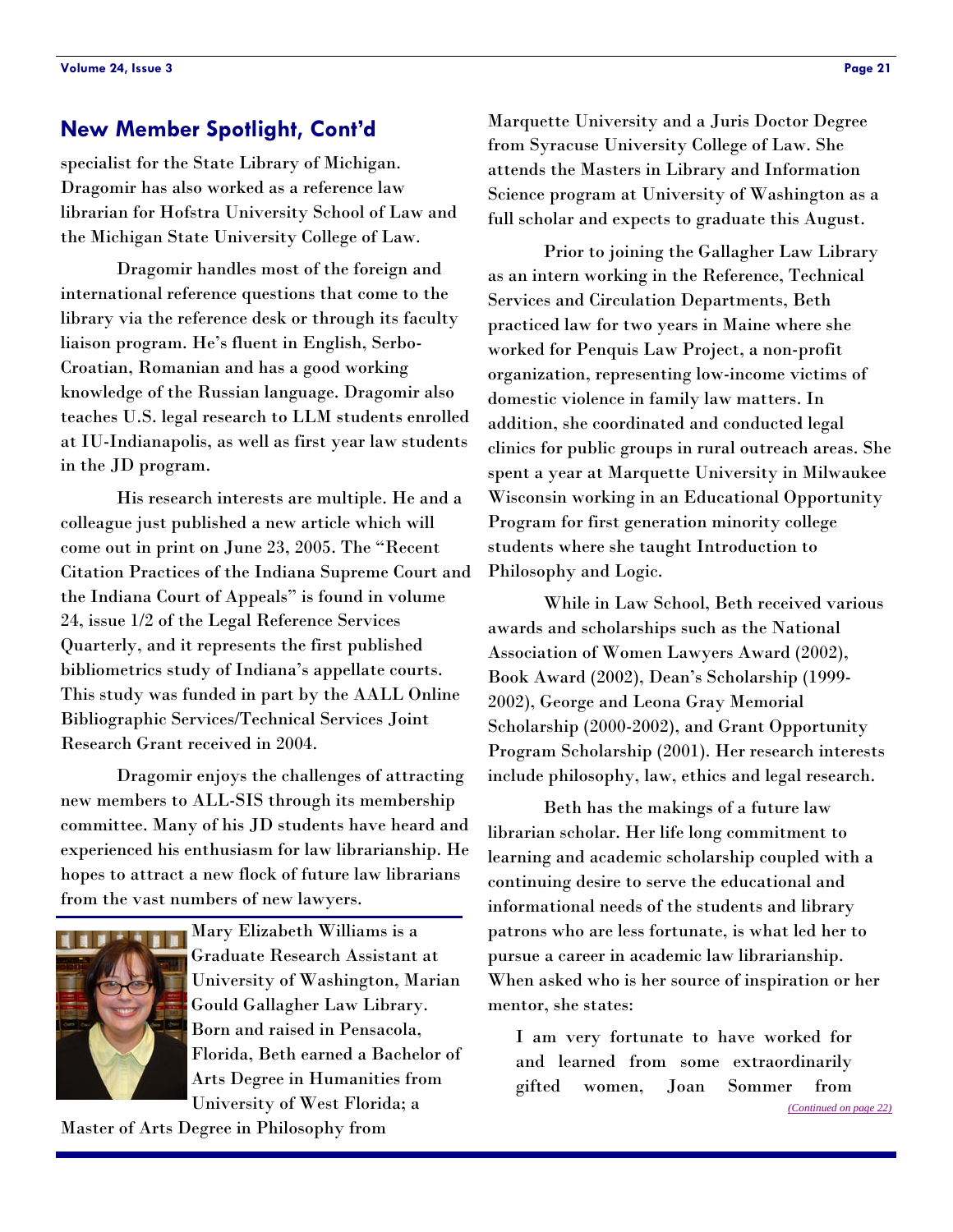## New Member Spotlight, Cont'd

specialist for the State Library of Michigan. Dragomir has also worked as a reference law librarian for Hofstra University School of Law and the Michigan State University College of Law.

Dragomir handles most of the foreign and international reference questions that come to the library via the reference desk or through its faculty liaison program. He's fluent in English, Serbo-Croatian, Romanian and has a good working knowledge of the Russian language. Dragomir also teaches U.S. legal research to LLM students enrolled at IU-Indianapolis, as well as first year law students in the JD program.

His research interests are multiple. He and a colleague just published a new article which will come out in print on June 23, 2005. The "Recent Citation Practices of the Indiana Supreme Court and the Indiana Court of Appeals" is found in volume 24, issue 1/2 of the Legal Reference Services Quarterly, and it represents the first published bibliometrics study of Indiana's appellate courts. This study was funded in part by the AALL Online Bibliographic Services/Technical Services Joint Research Grant received in 2004.

Dragomir enjoys the challenges of attracting new members to ALL-SIS through its membership committee. Many of his JD students have heard and experienced his enthusiasm for law librarianship. He hopes to attract a new flock of future law librarians from the vast numbers of new lawyers.

---

Mary Elizabeth Williams is a Graduate Research Assistant at University of Washington, Marian Gould Gallagher Law Library. Born and raised in Pensacola, Florida, Beth earned a Bachelor of Arts Degree in Humanities from University of West Florida; a Master of Arts Degree in Philosophy from Marquette University and a Juris Doctor Degree from Syracuse University College of Law. She attends the Masters in Library and Information Science program at University of Washington as a full scholar and expects to graduate this August.

Prior to joining the Gallagher Law Library as an intern working in the Reference, Technical Services and Circulation Departments, Beth practiced law for two years in Maine where she worked for Penquis Law Project, a non-profit organization, representing low-income victims of domestic violence in family law matters. In addition, she coordinated and conducted legal clinics for public groups in rural outreach areas. She spent a year at Marquette University in Milwaukee Wisconsin working in an Educational Opportunity Program for first generation minority college students where she taught Introduction to Philosophy and Logic.

While in Law School, Beth received various awards and scholarships such as the National Association of Women Lawyers Award (2002), Book Award (2002), Dean's Scholarship (1999-2002), George and Leona Gray Memorial Scholarship (2000-2002), and Grant Opportunity Program Scholarship (2001). Her research interests include philosophy, law, ethics and legal research.

Beth has the makings of a future law librarian scholar. Her life long commitment to learning and academic scholarship coupled with a continuing desire to serve the educational and informational needs of the students and library patrons who are less fortunate, is what led her to pursue a career in academic law librarianship. When asked who is her source of inspiration or her mentor, she states:

> I am very fortunate to have worked for and learned from some extraordinarily gifted women, Joan Sommer from

*(Continued on page 22)*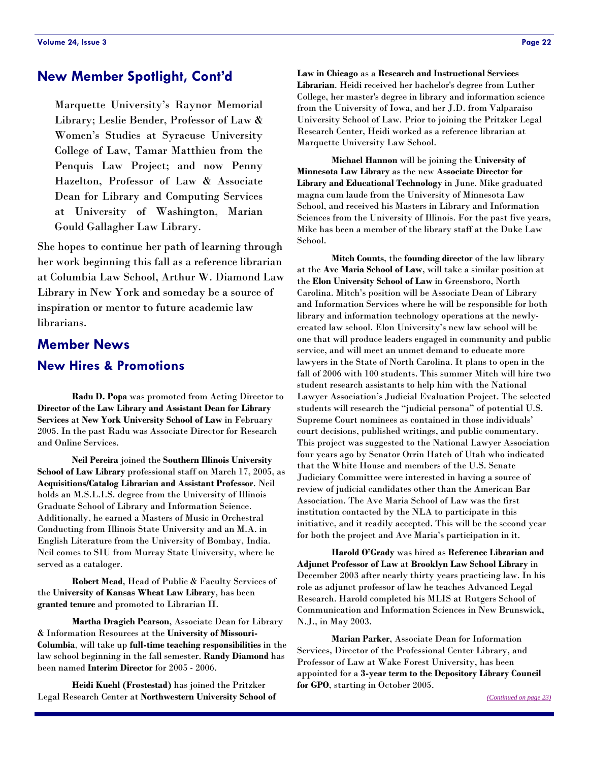## New Member Spotlight, Cont'd

Marquette University's Raynor Memorial Library; Leslie Bender, Professor of Law & Women's Studies at Syracuse University College of Law, Tamar Matthieu from the Penquis Law Project; and now Penny Hazelton, Professor of Law & Associate Dean for Library and Computing Services at University of Washington, Marian Gould Gallagher Law Library.

She hopes to continue her path of learning through her work beginning this fall as a reference librarian at Columbia Law School, Arthur W. Diamond Law Library in New York and someday be a source of inspiration or mentor to future academic law librarians.

## Member News

### New Hires & Promotions

**Radu D. Popa** was promoted from Acting Director to **Director of the Law Library and Assistant Dean for Library Services** at **New York University School of Law** in February 2005. In the past Radu was Associate Director for Research and Online Services.

**Neil Pereira** joined the **Southern Illinois University School of Law Library** professional staff on March 17, 2005, as **Acquisitions/Catalog Librarian and Assistant Professor**. Neil holds an M.S.L.I.S. degree from the University of Illinois Graduate School of Library and Information Science. Additionally, he earned a Masters of Music in Orchestral Conducting from Illinois State University and an M.A. in English Literature from the University of Bombay, India. Neil comes to SIU from Murray State University, where he served as a cataloger.

**Robert Mead**, Head of Public & Faculty Services of the **University of Kansas Wheat Law Library**, has been **granted tenure** and promoted to Librarian II.

**Martha Dragich Pearson**, Associate Dean for Library & Information Resources at the **University of Missouri-Columbia**, will take up **full-time teaching responsibilities** in the law school beginning in the fall semester. **Randy Diamond** has been named **Interim Director** for 2005 - 2006.

**Heidi Kuehl (Frostestad)** has joined the Pritzker Legal Research Center at **Northwestern University School of Law in Chicago** as a **Research and Instructional Services Librarian**. Heidi received her bachelor's degree from Luther College, her master's degree in library and information science from the University of Iowa, and her J.D. from Valparaiso University School of Law. Prior to joining the Pritzker Legal Research Center, Heidi worked as a reference librarian at Marquette University Law School.

**Michael Hannon** will be joining the **University of Minnesota Law Library** as the new **Associate Director for Library and Educational Technology** in June. Mike graduated magna cum laude from the University of Minnesota Law School, and received his Masters in Library and Information Sciences from the University of Illinois. For the past five years, Mike has been a member of the library staff at the Duke Law School.

**Mitch Counts**, the **founding director** of the law library at the **Ave Maria School of Law**, will take a similar position at the **Elon University School of Law** in Greensboro, North Carolina. Mitch's position will be Associate Dean of Library and Information Services where he will be responsible for both library and information technology operations at the newly-created law school. Elon University's new law school will be one that will produce leaders engaged in community and public service, and will meet an unmet demand to educate more lawyers in the State of North Carolina. It plans to open in the fall of 2006 with 100 students. This summer Mitch will hire two student research assistants to help him with the National Lawyer Association's Judicial Evaluation Project. The selected students will research the "judicial persona" of potential U.S. Supreme Court nominees as contained in those individuals' court decisions, published writings, and public commentary. This project was suggested to the National Lawyer Association four years ago by Senator Orrin Hatch of Utah who indicated that the White House and members of the U.S. Senate Judiciary Committee were interested in having a source of review of judicial candidates other than the American Bar Association. The Ave Maria School of Law was the first institution contacted by the NLA to participate in this initiative, and it readily accepted. This will be the second year for both the project and Ave Maria's participation in it.

**Harold O'Grady** was hired as **Reference Librarian and Adjunct Professor of Law** at **Brooklyn Law School Library** in December 2003 after nearly thirty years practicing law. In his role as adjunct professor of law he teaches Advanced Legal Research. Harold completed his MLIS at Rutgers School of Communication and Information Sciences in New Brunswick, N.J., in May 2003.

**Marian Parker**, Associate Dean for Information Services, Director of the Professional Center Library, and Professor of Law at Wake Forest University, has been appointed for a **3-year term to the Depository Library Council for GPO**, starting in October 2005.

*(Continued on page 23)*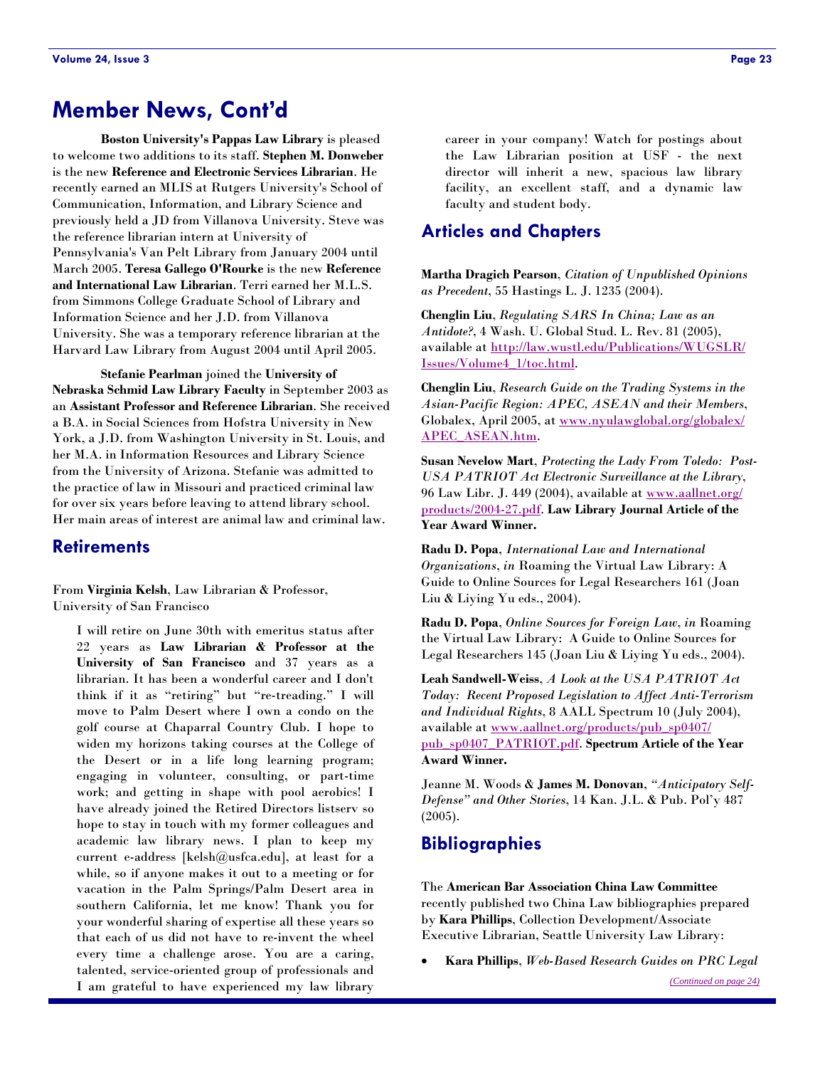# Member News, Cont'd

**Boston University's Pappas Law Library** is pleased to welcome two additions to its staff. **Stephen M. Donweber** is the new **Reference and Electronic Services Librarian**. He recently earned an MLIS at Rutgers University's School of Communication, Information, and Library Science and previously held a JD from Villanova University. Steve was the reference librarian intern at University of Pennsylvania's Van Pelt Library from January 2004 until March 2005. **Teresa Gallego O'Rourke** is the new **Reference and International Law Librarian**. Terri earned her M.L.S. from Simmons College Graduate School of Library and Information Science and her J.D. from Villanova University. She was a temporary reference librarian at the Harvard Law Library from August 2004 until April 2005.

**Stefanie Pearlman** joined the **University of Nebraska Schmid Law Library Faculty** in September 2003 as an **Assistant Professor and Reference Librarian**. She received a B.A. in Social Sciences from Hofstra University in New York, a J.D. from Washington University in St. Louis, and her M.A. in Information Resources and Library Science from the University of Arizona. Stefanie was admitted to the practice of law in Missouri and practiced criminal law for over six years before leaving to attend library school. Her main areas of interest are animal law and criminal law.

## Retirements

From **Virginia Kelsh**, Law Librarian & Professor, University of San Francisco

> I will retire on June 30th with emeritus status after 22 years as **Law Librarian & Professor at the University of San Francisco** and 37 years as a librarian. It has been a wonderful career and I don't think if it as "retiring" but "re-treading." I will move to Palm Desert where I own a condo on the golf course at Chaparral Country Club. I hope to widen my horizons taking courses at the College of the Desert or in a life long learning program; engaging in volunteer, consulting, or part-time work; and getting in shape with pool aerobics! I have already joined the Retired Directors listserv so hope to stay in touch with my former colleagues and academic law library news. I plan to keep my current e-address [kelsh@usfca.edu], at least for a while, so if anyone makes it out to a meeting or for vacation in the Palm Springs/Palm Desert area in southern California, let me know! Thank you for your wonderful sharing of expertise all these years so that each of us did not have to re-invent the wheel every time a challenge arose. You are a caring, talented, service-oriented group of professionals and I am grateful to have experienced my law library career in your company! Watch for postings about the Law Librarian position at USF - the next director will inherit a new, spacious law library facility, an excellent staff, and a dynamic law faculty and student body.

## Articles and Chapters

**Martha Dragich Pearson**, *Citation of Unpublished Opinions as Precedent*, 55 Hastings L. J. 1235 (2004).

**Chenglin Liu**, *Regulating SARS In China; Law as an Antidote?*, 4 Wash. U. Global Stud. L. Rev. 81 (2005), available at http://law.wustl.edu/Publications/WUGSLR/Issues/Volume4_1/toc.html.

**Chenglin Liu**, *Research Guide on the Trading Systems in the Asian-Pacific Region: APEC, ASEAN and their Members*, Globalex, April 2005, at www.nyulawglobal.org/globalex/APEC_ASEAN.htm.

**Susan Nevelow Mart**, *Protecting the Lady From Toledo: Post-USA PATRIOT Act Electronic Surveillance at the Library*, 96 Law Libr. J. 449 (2004), available at www.aallnet.org/products/2004-27.pdf. **Law Library Journal Article of the Year Award Winner.**

**Radu D. Popa**, *International Law and International Organizations*, *in* Roaming the Virtual Law Library: A Guide to Online Sources for Legal Researchers 161 (Joan Liu & Liying Yu eds., 2004).

**Radu D. Popa**, *Online Sources for Foreign Law*, *in* Roaming the Virtual Law Library: A Guide to Online Sources for Legal Researchers 145 (Joan Liu & Liying Yu eds., 2004).

**Leah Sandwell-Weiss**, *A Look at the USA PATRIOT Act Today: Recent Proposed Legislation to Affect Anti-Terrorism and Individual Rights*, 8 AALL Spectrum 10 (July 2004), available at www.aallnet.org/products/pub_sp0407/pub_sp0407_PATRIOT.pdf. **Spectrum Article of the Year Award Winner.**

Jeanne M. Woods & **James M. Donovan**, *"Anticipatory Self-Defense" and Other Stories*, 14 Kan. J.L. & Pub. Pol'y 487 (2005).

## Bibliographies

The **American Bar Association China Law Committee** recently published two China Law bibliographies prepared by **Kara Phillips**, Collection Development/Associate Executive Librarian, Seattle University Law Library:

- **Kara Phillips**, *Web-Based Research Guides on PRC Legal*

*(Continued on page 24)*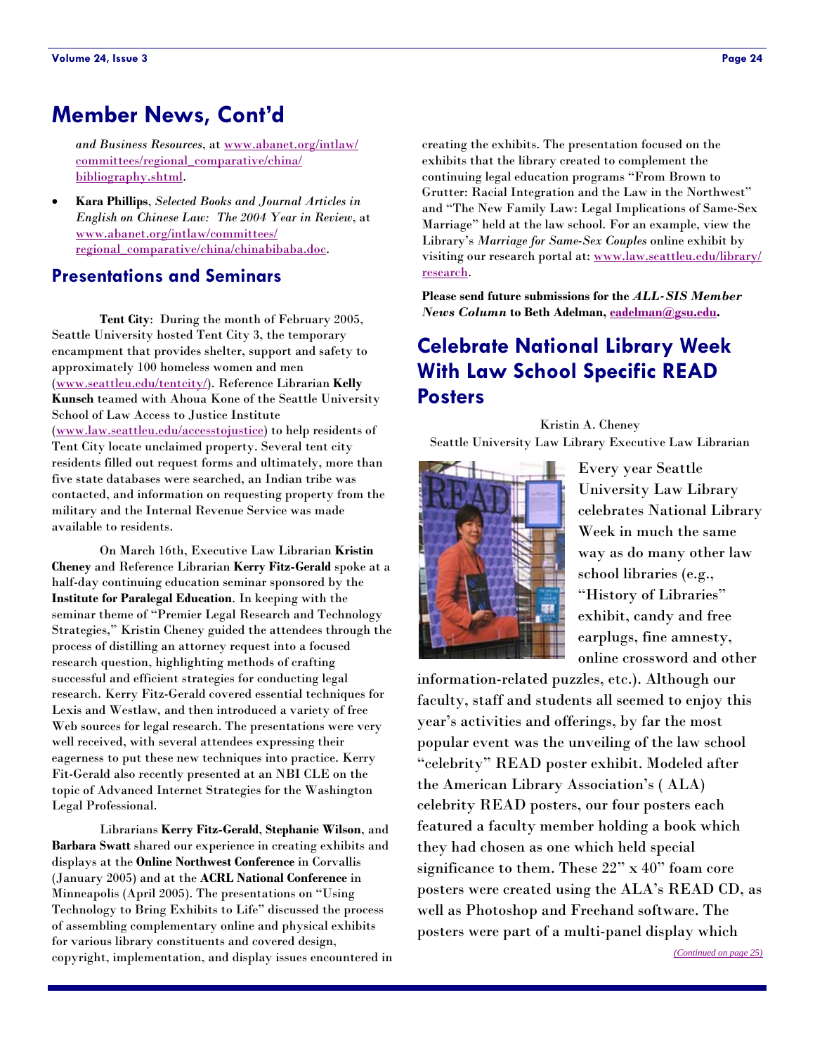# Member News, Cont'd

*and Business Resources*, at www.abanet.org/intlaw/committees/regional_comparative/china/bibliography.shtml.

- **Kara Phillips**, *Selected Books and Journal Articles in English on Chinese Law: The 2004 Year in Review*, at www.abanet.org/intlaw/committees/regional_comparative/china/chinabibaba.doc.

## Presentations and Seminars

**Tent City**: During the month of February 2005, Seattle University hosted Tent City 3, the temporary encampment that provides shelter, support and safety to approximately 100 homeless women and men (www.seattleu.edu/tentcity/). Reference Librarian **Kelly Kunsch** teamed with Ahoua Kone of the Seattle University School of Law Access to Justice Institute (www.law.seattleu.edu/accesstojustice) to help residents of Tent City locate unclaimed property. Several tent city residents filled out request forms and ultimately, more than five state databases were searched, an Indian tribe was contacted, and information on requesting property from the military and the Internal Revenue Service was made available to residents.

On March 16th, Executive Law Librarian **Kristin Cheney** and Reference Librarian **Kerry Fitz-Gerald** spoke at a half-day continuing education seminar sponsored by the **Institute for Paralegal Education**. In keeping with the seminar theme of "Premier Legal Research and Technology Strategies," Kristin Cheney guided the attendees through the process of distilling an attorney request into a focused research question, highlighting methods of crafting successful and efficient strategies for conducting legal research. Kerry Fitz-Gerald covered essential techniques for Lexis and Westlaw, and then introduced a variety of free Web sources for legal research. The presentations were very well received, with several attendees expressing their eagerness to put these new techniques into practice. Kerry Fit-Gerald also recently presented at an NBI CLE on the topic of Advanced Internet Strategies for the Washington Legal Professional.

Librarians **Kerry Fitz-Gerald**, **Stephanie Wilson**, and **Barbara Swatt** shared our experience in creating exhibits and displays at the **Online Northwest Conference** in Corvallis (January 2005) and at the **ACRL National Conference** in Minneapolis (April 2005). The presentations on "Using Technology to Bring Exhibits to Life" discussed the process of assembling complementary online and physical exhibits for various library constituents and covered design, copyright, implementation, and display issues encountered in creating the exhibits. The presentation focused on the exhibits that the library created to complement the continuing legal education programs "From Brown to Grutter: Racial Integration and the Law in the Northwest" and "The New Family Law: Legal Implications of Same-Sex Marriage" held at the law school. For an example, view the Library's *Marriage for Same-Sex Couples* online exhibit by visiting our research portal at: www.law.seattleu.edu/library/research.

**Please send future submissions for the *ALL-SIS Member News Column* to Beth Adelman, eadelman@gsu.edu.**

# Celebrate National Library Week With Law School Specific READ Posters

Kristin A. Cheney
Seattle University Law Library Executive Law Librarian

Every year Seattle University Law Library celebrates National Library Week in much the same way as do many other law school libraries (e.g., "History of Libraries" exhibit, candy and free earplugs, fine amnesty, online crossword and other information-related puzzles, etc.). Although our faculty, staff and students all seemed to enjoy this year's activities and offerings, by far the most popular event was the unveiling of the law school "celebrity" READ poster exhibit. Modeled after the American Library Association's ( ALA) celebrity READ posters, our four posters each featured a faculty member holding a book which they had chosen as one which held special significance to them. These 22" x 40" foam core posters were created using the ALA's READ CD, as well as Photoshop and Freehand software. The posters were part of a multi-panel display which

*(Continued on page 25)*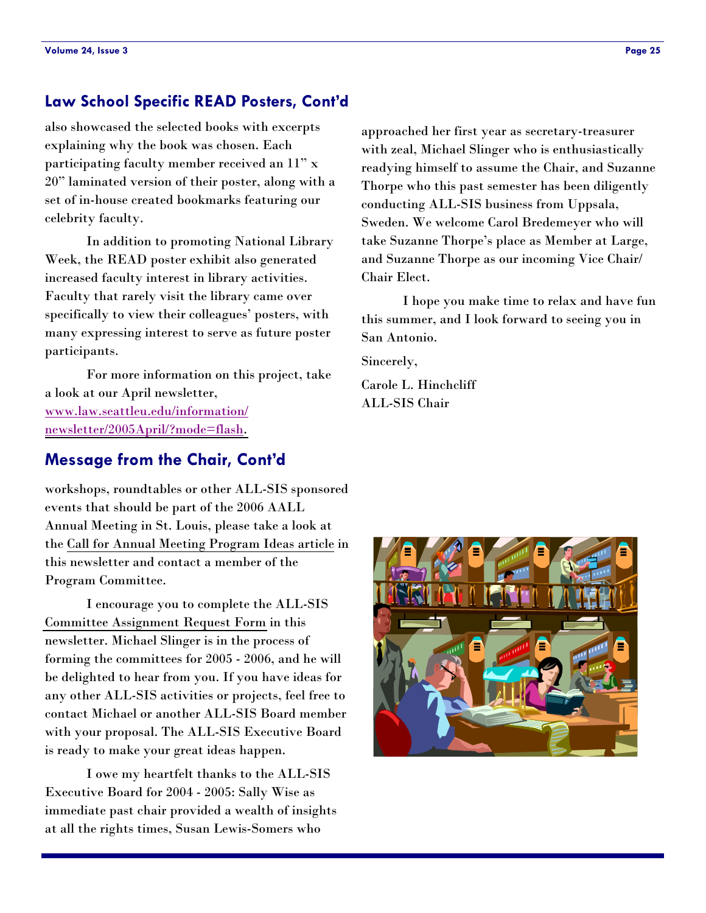## Law School Specific READ Posters, Cont'd

also showcased the selected books with excerpts explaining why the book was chosen. Each participating faculty member received an 11" x 20" laminated version of their poster, along with a set of in-house created bookmarks featuring our celebrity faculty.

In addition to promoting National Library Week, the READ poster exhibit also generated increased faculty interest in library activities. Faculty that rarely visit the library came over specifically to view their colleagues' posters, with many expressing interest to serve as future poster participants.

For more information on this project, take a look at our April newsletter, [www.law.seattleu.edu/information/newsletter/2005April/?mode=flash](www.law.seattleu.edu/information/newsletter/2005April/?mode=flash).

## Message from the Chair, Cont'd

workshops, roundtables or other ALL-SIS sponsored events that should be part of the 2006 AALL Annual Meeting in St. Louis, please take a look at the Call for Annual Meeting Program Ideas article in this newsletter and contact a member of the Program Committee.

I encourage you to complete the ALL-SIS Committee Assignment Request Form in this newsletter. Michael Slinger is in the process of forming the committees for 2005 - 2006, and he will be delighted to hear from you. If you have ideas for any other ALL-SIS activities or projects, feel free to contact Michael or another ALL-SIS Board member with your proposal. The ALL-SIS Executive Board is ready to make your great ideas happen.

I owe my heartfelt thanks to the ALL-SIS Executive Board for 2004 - 2005: Sally Wise as immediate past chair provided a wealth of insights at all the rights times, Susan Lewis-Somers who approached her first year as secretary-treasurer with zeal, Michael Slinger who is enthusiastically readying himself to assume the Chair, and Suzanne Thorpe who this past semester has been diligently conducting ALL-SIS business from Uppsala, Sweden. We welcome Carol Bredemeyer who will take Suzanne Thorpe's place as Member at Large, and Suzanne Thorpe as our incoming Vice Chair/Chair Elect.

I hope you make time to relax and have fun this summer, and I look forward to seeing you in San Antonio.

Sincerely,

Carole L. Hinchcliff
ALL-SIS Chair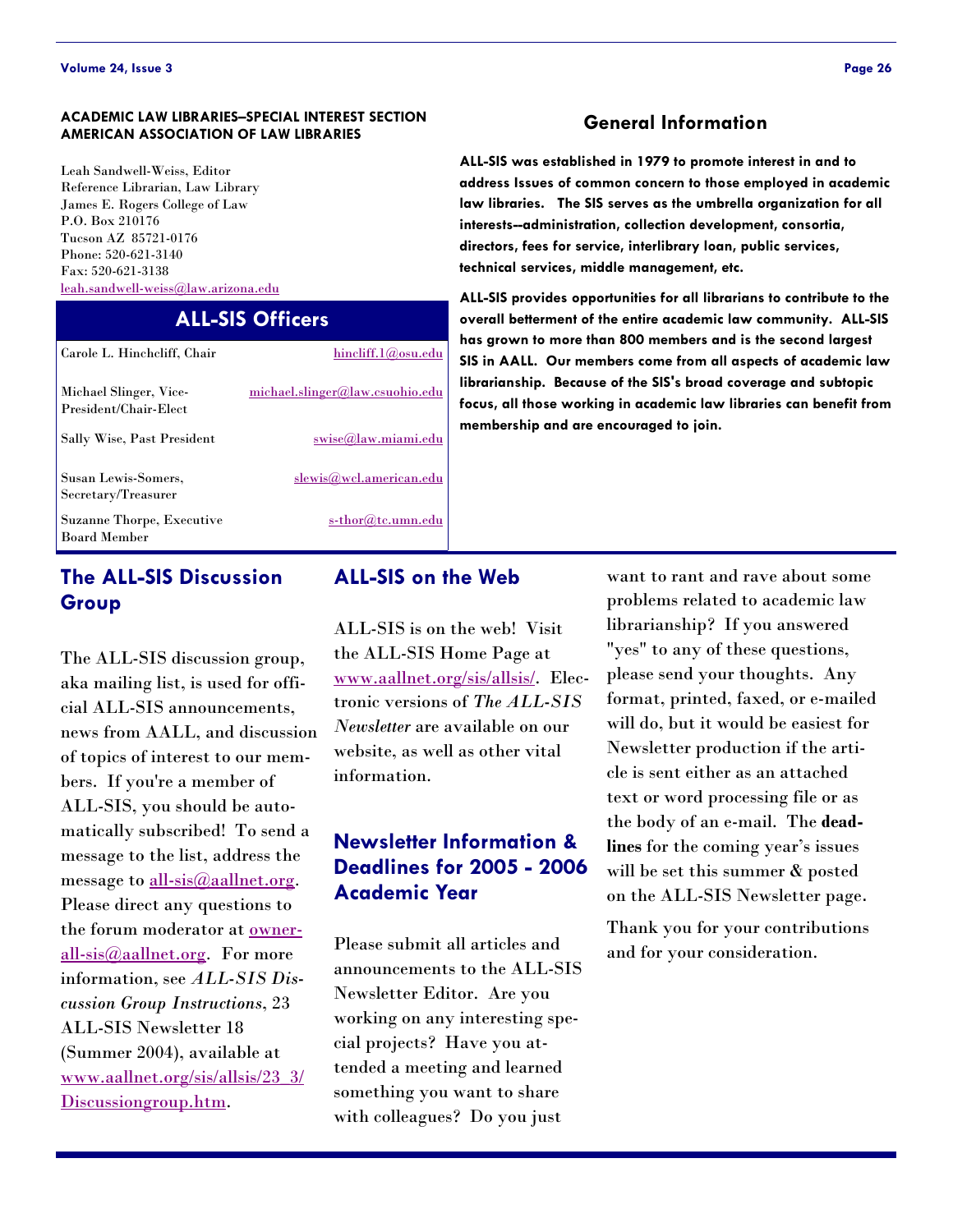**ACADEMIC LAW LIBRARIES—SPECIAL INTEREST SECTION**
**AMERICAN ASSOCIATION OF LAW LIBRARIES**

Leah Sandwell-Weiss, Editor
Reference Librarian, Law Library
James E. Rogers College of Law
P.O. Box 210176
Tucson AZ 85721-0176
Phone: 520-621-3140
Fax: 520-621-3138
leah.sandwell-weiss@law.arizona.edu

## ALL-SIS Officers

| | |
|---|---|
| Carole L. Hinchcliff, Chair | hincliff.1@osu.edu |
| Michael Slinger, Vice-President/Chair-Elect | michael.slinger@law.csuohio.edu |
| Sally Wise, Past President | swise@law.miami.edu |
| Susan Lewis-Somers, Secretary/Treasurer | slewis@wcl.american.edu |
| Suzanne Thorpe, Executive Board Member | s-thor@tc.umn.edu |

## General Information

**ALL-SIS was established in 1979 to promote interest in and to address Issues of common concern to those employed in academic law libraries. The SIS serves as the umbrella organization for all interests--administration, collection development, consortia, directors, fees for service, interlibrary loan, public services, technical services, middle management, etc.**

**ALL-SIS provides opportunities for all librarians to contribute to the overall betterment of the entire academic law community. ALL-SIS has grown to more than 800 members and is the second largest SIS in AALL. Our members come from all aspects of academic law librarianship. Because of the SIS's broad coverage and subtopic focus, all those working in academic law libraries can benefit from membership and are encouraged to join.**

## The ALL-SIS Discussion Group

The ALL-SIS discussion group, aka mailing list, is used for official ALL-SIS announcements, news from AALL, and discussion of topics of interest to our members. If you're a member of ALL-SIS, you should be automatically subscribed! To send a message to the list, address the message to all-sis@aallnet.org. Please direct any questions to the forum moderator at owner-all-sis@aallnet.org. For more information, see *ALL-SIS Discussion Group Instructions*, 23 ALL-SIS Newsletter 18 (Summer 2004), available at www.aallnet.org/sis/allsis/23_3/Discussiongroup.htm.

## ALL-SIS on the Web

ALL-SIS is on the web! Visit the ALL-SIS Home Page at www.aallnet.org/sis/allsis/. Electronic versions of *The ALL-SIS Newsletter* are available on our website, as well as other vital information.

## Newsletter Information & Deadlines for 2005 - 2006 Academic Year

Please submit all articles and announcements to the ALL-SIS Newsletter Editor. Are you working on any interesting special projects? Have you attended a meeting and learned something you want to share with colleagues? Do you just want to rant and rave about some problems related to academic law librarianship? If you answered "yes" to any of these questions, please send your thoughts. Any format, printed, faxed, or e-mailed will do, but it would be easiest for Newsletter production if the article is sent either as an attached text or word processing file or as the body of an e-mail. The **deadlines** for the coming year's issues will be set this summer & posted on the ALL-SIS Newsletter page.

Thank you for your contributions and for your consideration.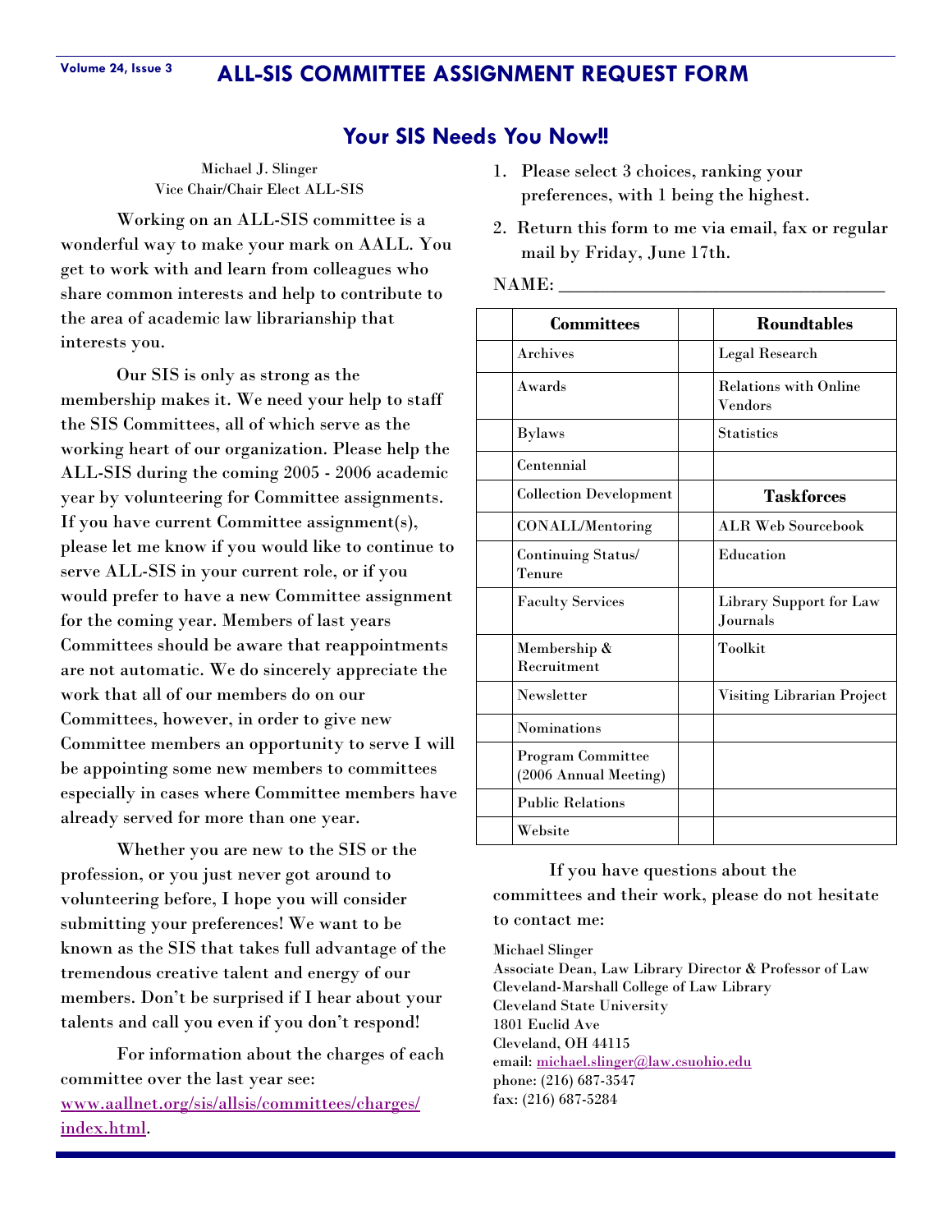# ALL-SIS COMMITTEE ASSIGNMENT REQUEST FORM

## Your SIS Needs You Now!!

Michael J. Slinger
Vice Chair/Chair Elect ALL-SIS

Working on an ALL-SIS committee is a wonderful way to make your mark on AALL. You get to work with and learn from colleagues who share common interests and help to contribute to the area of academic law librarianship that interests you.

Our SIS is only as strong as the membership makes it. We need your help to staff the SIS Committees, all of which serve as the working heart of our organization. Please help the ALL-SIS during the coming 2005 - 2006 academic year by volunteering for Committee assignments. If you have current Committee assignment(s), please let me know if you would like to continue to serve ALL-SIS in your current role, or if you would prefer to have a new Committee assignment for the coming year. Members of last years Committees should be aware that reappointments are not automatic. We do sincerely appreciate the work that all of our members do on our Committees, however, in order to give new Committee members an opportunity to serve I will be appointing some new members to committees especially in cases where Committee members have already served for more than one year.

Whether you are new to the SIS or the profession, or you just never got around to volunteering before, I hope you will consider submitting your preferences! We want to be known as the SIS that takes full advantage of the tremendous creative talent and energy of our members. Don't be surprised if I hear about your talents and call you even if you don't respond!

For information about the charges of each committee over the last year see: www.aallnet.org/sis/allsis/committees/charges/index.html.

1. Please select 3 choices, ranking your preferences, with 1 being the highest.
2. Return this form to me via email, fax or regular mail by Friday, June 17th.

NAME: ___________________________________

| | Committees | | Roundtables |
|---|---|---|---|
| | Archives | | Legal Research |
| | Awards | | Relations with Online Vendors |
| | Bylaws | | Statistics |
| | Centennial | | |
| | Collection Development | | **Taskforces** |
| | CONALL/Mentoring | | ALR Web Sourcebook |
| | Continuing Status/ Tenure | | Education |
| | Faculty Services | | Library Support for Law Journals |
| | Membership & Recruitment | | Toolkit |
| | Newsletter | | Visiting Librarian Project |
| | Nominations | | |
| | Program Committee (2006 Annual Meeting) | | |
| | Public Relations | | |
| | Website | | |

If you have questions about the committees and their work, please do not hesitate to contact me:

Michael Slinger
Associate Dean, Law Library Director & Professor of Law
Cleveland-Marshall College of Law Library
Cleveland State University
1801 Euclid Ave
Cleveland, OH 44115
email: michael.slinger@law.csuohio.edu
phone: (216) 687-3547
fax: (216) 687-5284